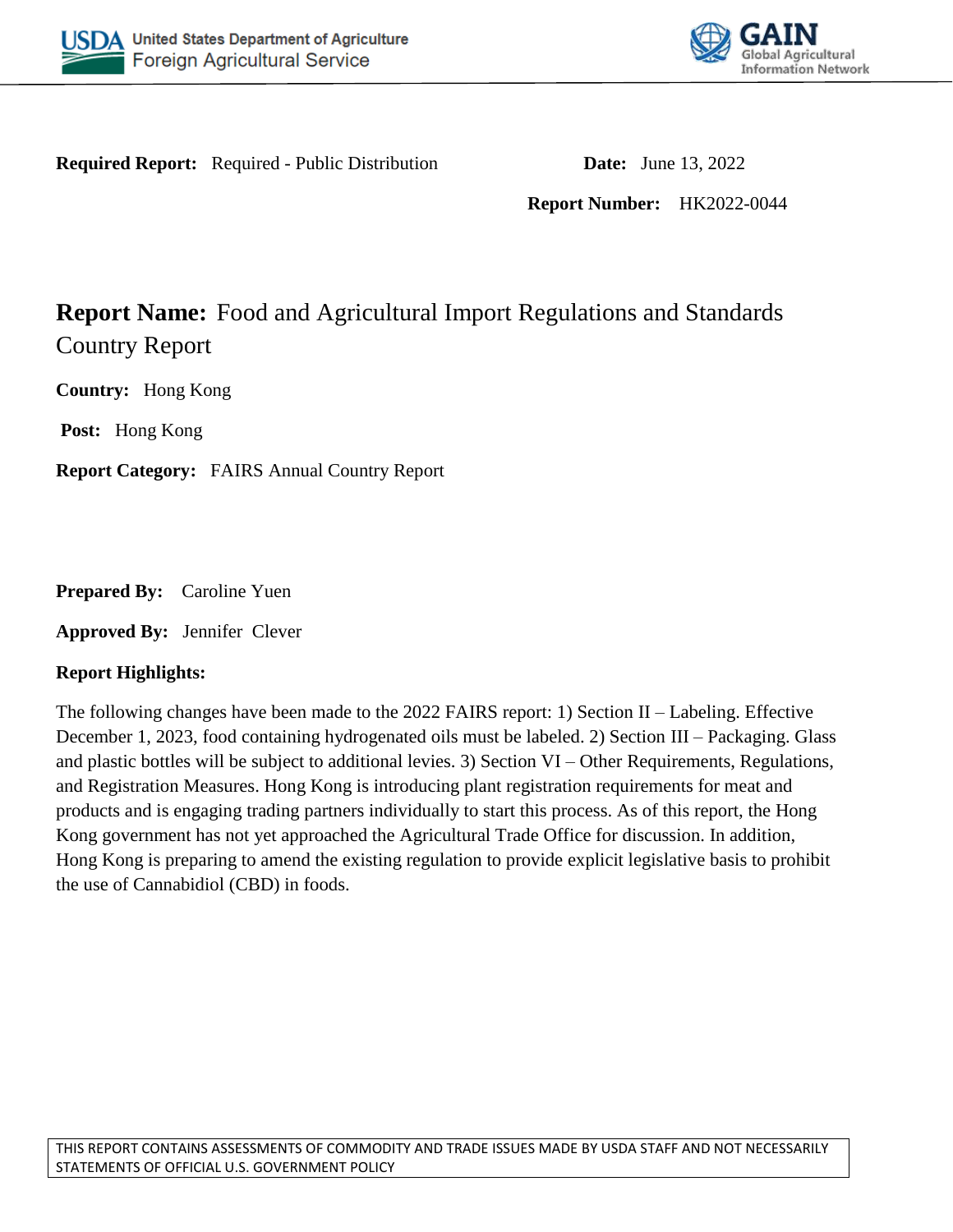USDA United States Department of Agriculture
Foreign Agricultural Service

GAIN Global Agricultural Information Network

**Required Report:** Required - Public Distribution

**Date:** June 13, 2022

**Report Number:** HK2022-0044

# Report Name: Food and Agricultural Import Regulations and Standards Country Report

**Country:** Hong Kong

**Post:** Hong Kong

**Report Category:** FAIRS Annual Country Report

**Prepared By:** Caroline Yuen

**Approved By:** Jennifer Clever

**Report Highlights:**

The following changes have been made to the 2022 FAIRS report: 1) Section II – Labeling. Effective December 1, 2023, food containing hydrogenated oils must be labeled. 2) Section III – Packaging. Glass and plastic bottles will be subject to additional levies. 3) Section VI – Other Requirements, Regulations, and Registration Measures. Hong Kong is introducing plant registration requirements for meat and products and is engaging trading partners individually to start this process. As of this report, the Hong Kong government has not yet approached the Agricultural Trade Office for discussion. In addition, Hong Kong is preparing to amend the existing regulation to provide explicit legislative basis to prohibit the use of Cannabidiol (CBD) in foods.

THIS REPORT CONTAINS ASSESSMENTS OF COMMODITY AND TRADE ISSUES MADE BY USDA STAFF AND NOT NECESSARILY STATEMENTS OF OFFICIAL U.S. GOVERNMENT POLICY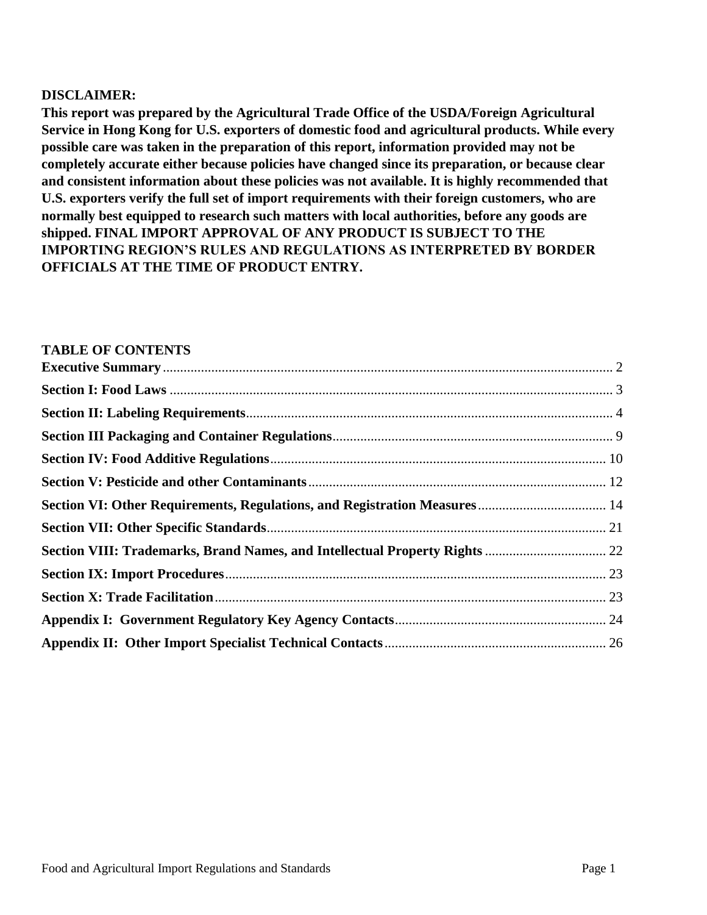**DISCLAIMER:**

**This report was prepared by the Agricultural Trade Office of the USDA/Foreign Agricultural Service in Hong Kong for U.S. exporters of domestic food and agricultural products. While every possible care was taken in the preparation of this report, information provided may not be completely accurate either because policies have changed since its preparation, or because clear and consistent information about these policies was not available. It is highly recommended that U.S. exporters verify the full set of import requirements with their foreign customers, who are normally best equipped to research such matters with local authorities, before any goods are shipped. FINAL IMPORT APPROVAL OF ANY PRODUCT IS SUBJECT TO THE IMPORTING REGION'S RULES AND REGULATIONS AS INTERPRETED BY BORDER OFFICIALS AT THE TIME OF PRODUCT ENTRY.**

**TABLE OF CONTENTS**

| | |
|---|---|
| **Executive Summary** | 2 |
| **Section I: Food Laws** | 3 |
| **Section II: Labeling Requirements** | 4 |
| **Section III Packaging and Container Regulations** | 9 |
| **Section IV: Food Additive Regulations** | 10 |
| **Section V: Pesticide and other Contaminants** | 12 |
| **Section VI: Other Requirements, Regulations, and Registration Measures** | 14 |
| **Section VII: Other Specific Standards** | 21 |
| **Section VIII: Trademarks, Brand Names, and Intellectual Property Rights** | 22 |
| **Section IX: Import Procedures** | 23 |
| **Section X: Trade Facilitation** | 23 |
| **Appendix I: Government Regulatory Key Agency Contacts** | 24 |
| **Appendix II: Other Import Specialist Technical Contacts** | 26 |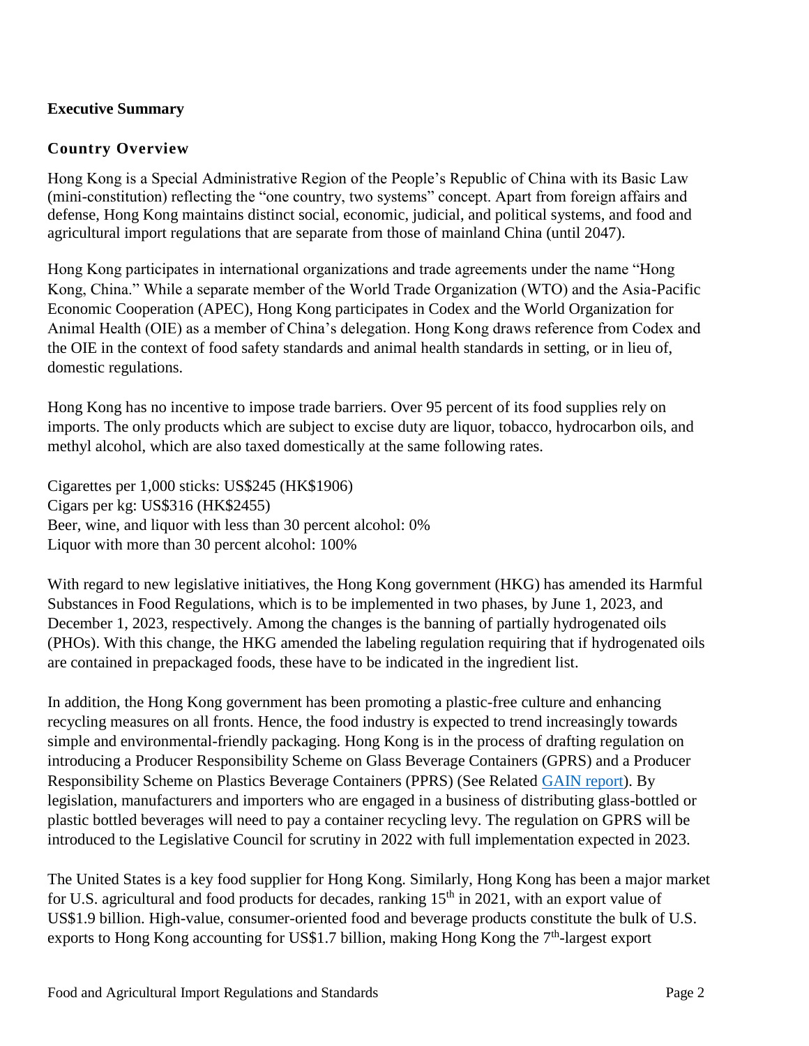# Executive Summary

## Country Overview

Hong Kong is a Special Administrative Region of the People's Republic of China with its Basic Law (mini-constitution) reflecting the "one country, two systems" concept. Apart from foreign affairs and defense, Hong Kong maintains distinct social, economic, judicial, and political systems, and food and agricultural import regulations that are separate from those of mainland China (until 2047).

Hong Kong participates in international organizations and trade agreements under the name "Hong Kong, China." While a separate member of the World Trade Organization (WTO) and the Asia-Pacific Economic Cooperation (APEC), Hong Kong participates in Codex and the World Organization for Animal Health (OIE) as a member of China's delegation. Hong Kong draws reference from Codex and the OIE in the context of food safety standards and animal health standards in setting, or in lieu of, domestic regulations.

Hong Kong has no incentive to impose trade barriers. Over 95 percent of its food supplies rely on imports. The only products which are subject to excise duty are liquor, tobacco, hydrocarbon oils, and methyl alcohol, which are also taxed domestically at the same following rates.

Cigarettes per 1,000 sticks: US$245 (HK$1906)
Cigars per kg: US$316 (HK$2455)
Beer, wine, and liquor with less than 30 percent alcohol: 0%
Liquor with more than 30 percent alcohol: 100%

With regard to new legislative initiatives, the Hong Kong government (HKG) has amended its Harmful Substances in Food Regulations, which is to be implemented in two phases, by June 1, 2023, and December 1, 2023, respectively. Among the changes is the banning of partially hydrogenated oils (PHOs). With this change, the HKG amended the labeling regulation requiring that if hydrogenated oils are contained in prepackaged foods, these have to be indicated in the ingredient list.

In addition, the Hong Kong government has been promoting a plastic-free culture and enhancing recycling measures on all fronts. Hence, the food industry is expected to trend increasingly towards simple and environmental-friendly packaging. Hong Kong is in the process of drafting regulation on introducing a Producer Responsibility Scheme on Glass Beverage Containers (GPRS) and a Producer Responsibility Scheme on Plastics Beverage Containers (PPRS) (See Related GAIN report). By legislation, manufacturers and importers who are engaged in a business of distributing glass-bottled or plastic bottled beverages will need to pay a container recycling levy. The regulation on GPRS will be introduced to the Legislative Council for scrutiny in 2022 with full implementation expected in 2023.

The United States is a key food supplier for Hong Kong. Similarly, Hong Kong has been a major market for U.S. agricultural and food products for decades, ranking 15th in 2021, with an export value of US$1.9 billion. High-value, consumer-oriented food and beverage products constitute the bulk of U.S. exports to Hong Kong accounting for US$1.7 billion, making Hong Kong the 7th-largest export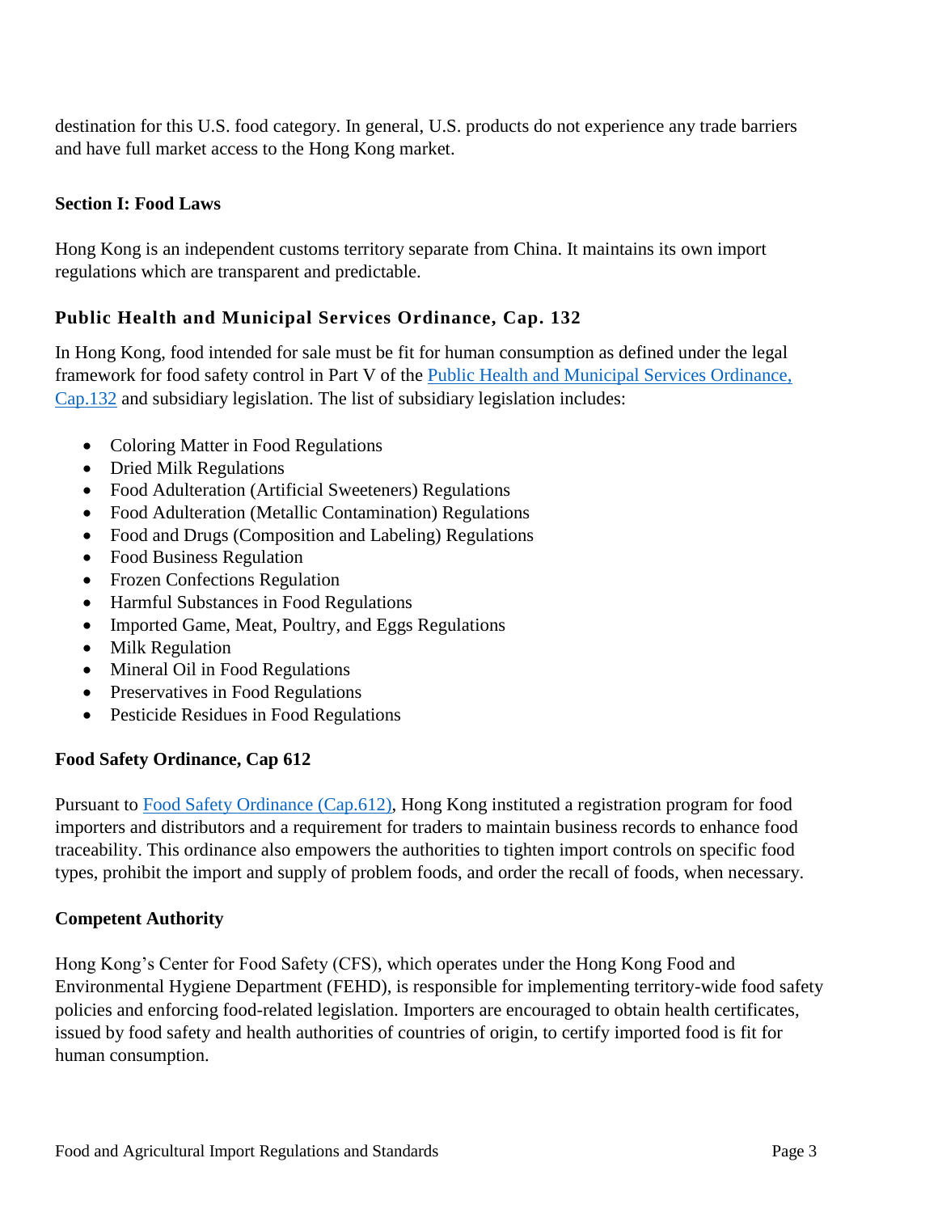destination for this U.S. food category. In general, U.S. products do not experience any trade barriers and have full market access to the Hong Kong market.

## Section I: Food Laws

Hong Kong is an independent customs territory separate from China. It maintains its own import regulations which are transparent and predictable.

### Public Health and Municipal Services Ordinance, Cap. 132

In Hong Kong, food intended for sale must be fit for human consumption as defined under the legal framework for food safety control in Part V of the [Public Health and Municipal Services Ordinance, Cap.132]() and subsidiary legislation. The list of subsidiary legislation includes:

- Coloring Matter in Food Regulations
- Dried Milk Regulations
- Food Adulteration (Artificial Sweeteners) Regulations
- Food Adulteration (Metallic Contamination) Regulations
- Food and Drugs (Composition and Labeling) Regulations
- Food Business Regulation
- Frozen Confections Regulation
- Harmful Substances in Food Regulations
- Imported Game, Meat, Poultry, and Eggs Regulations
- Milk Regulation
- Mineral Oil in Food Regulations
- Preservatives in Food Regulations
- Pesticide Residues in Food Regulations

### Food Safety Ordinance, Cap 612

Pursuant to [Food Safety Ordinance (Cap.612)](), Hong Kong instituted a registration program for food importers and distributors and a requirement for traders to maintain business records to enhance food traceability. This ordinance also empowers the authorities to tighten import controls on specific food types, prohibit the import and supply of problem foods, and order the recall of foods, when necessary.

### Competent Authority

Hong Kong's Center for Food Safety (CFS), which operates under the Hong Kong Food and Environmental Hygiene Department (FEHD), is responsible for implementing territory-wide food safety policies and enforcing food-related legislation. Importers are encouraged to obtain health certificates, issued by food safety and health authorities of countries of origin, to certify imported food is fit for human consumption.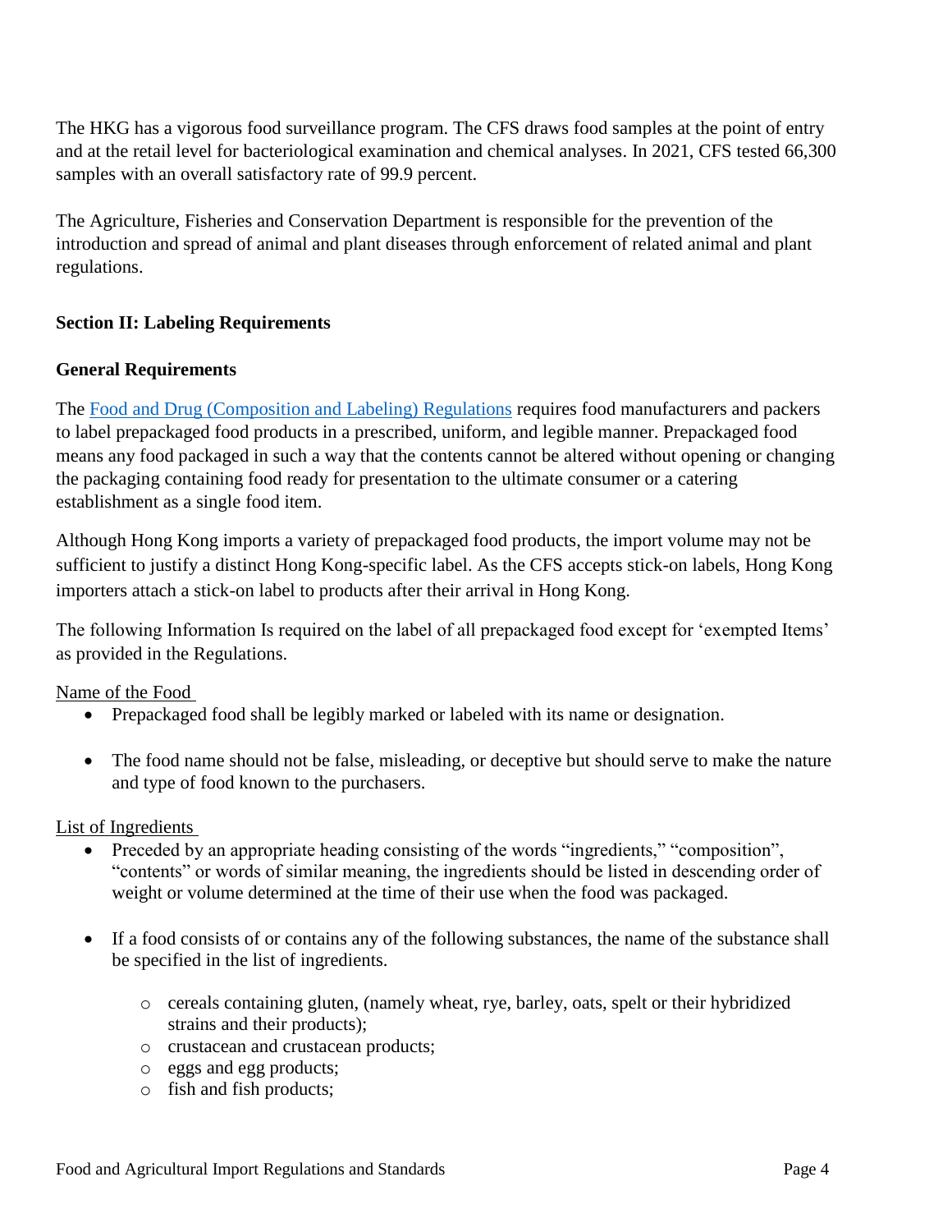The HKG has a vigorous food surveillance program. The CFS draws food samples at the point of entry and at the retail level for bacteriological examination and chemical analyses. In 2021, CFS tested 66,300 samples with an overall satisfactory rate of 99.9 percent.

The Agriculture, Fisheries and Conservation Department is responsible for the prevention of the introduction and spread of animal and plant diseases through enforcement of related animal and plant regulations.

## Section II: Labeling Requirements

### General Requirements

The [Food and Drug (Composition and Labeling) Regulations] requires food manufacturers and packers to label prepackaged food products in a prescribed, uniform, and legible manner. Prepackaged food means any food packaged in such a way that the contents cannot be altered without opening or changing the packaging containing food ready for presentation to the ultimate consumer or a catering establishment as a single food item.

Although Hong Kong imports a variety of prepackaged food products, the import volume may not be sufficient to justify a distinct Hong Kong-specific label. As the CFS accepts stick-on labels, Hong Kong importers attach a stick-on label to products after their arrival in Hong Kong.

The following Information Is required on the label of all prepackaged food except for 'exempted Items' as provided in the Regulations.

Name of the Food

- Prepackaged food shall be legibly marked or labeled with its name or designation.
- The food name should not be false, misleading, or deceptive but should serve to make the nature and type of food known to the purchasers.

List of Ingredients

- Preceded by an appropriate heading consisting of the words "ingredients," "composition", "contents" or words of similar meaning, the ingredients should be listed in descending order of weight or volume determined at the time of their use when the food was packaged.
- If a food consists of or contains any of the following substances, the name of the substance shall be specified in the list of ingredients.
  - cereals containing gluten, (namely wheat, rye, barley, oats, spelt or their hybridized strains and their products);
  - crustacean and crustacean products;
  - eggs and egg products;
  - fish and fish products;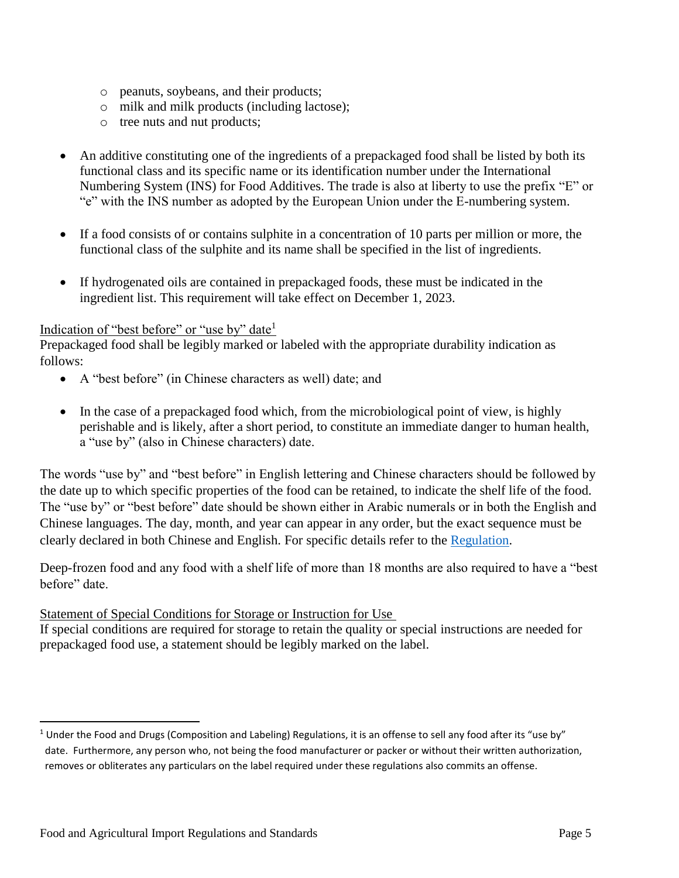- peanuts, soybeans, and their products;
  - milk and milk products (including lactose);
  - tree nuts and nut products;

- An additive constituting one of the ingredients of a prepackaged food shall be listed by both its functional class and its specific name or its identification number under the International Numbering System (INS) for Food Additives. The trade is also at liberty to use the prefix "E" or "e" with the INS number as adopted by the European Union under the E-numbering system.

- If a food consists of or contains sulphite in a concentration of 10 parts per million or more, the functional class of the sulphite and its name shall be specified in the list of ingredients.

- If hydrogenated oils are contained in prepackaged foods, these must be indicated in the ingredient list. This requirement will take effect on December 1, 2023.

Indication of "best before" or "use by" date[1]

Prepackaged food shall be legibly marked or labeled with the appropriate durability indication as follows:

- A "best before" (in Chinese characters as well) date; and

- In the case of a prepackaged food which, from the microbiological point of view, is highly perishable and is likely, after a short period, to constitute an immediate danger to human health, a "use by" (also in Chinese characters) date.

The words "use by" and "best before" in English lettering and Chinese characters should be followed by the date up to which specific properties of the food can be retained, to indicate the shelf life of the food. The "use by" or "best before" date should be shown either in Arabic numerals or in both the English and Chinese languages. The day, month, and year can appear in any order, but the exact sequence must be clearly declared in both Chinese and English. For specific details refer to the Regulation.

Deep-frozen food and any food with a shelf life of more than 18 months are also required to have a "best before" date.

Statement of Special Conditions for Storage or Instruction for Use

If special conditions are required for storage to retain the quality or special instructions are needed for prepackaged food use, a statement should be legibly marked on the label.

[1] Under the Food and Drugs (Composition and Labeling) Regulations, it is an offense to sell any food after its "use by" date. Furthermore, any person who, not being the food manufacturer or packer or without their written authorization, removes or obliterates any particulars on the label required under these regulations also commits an offense.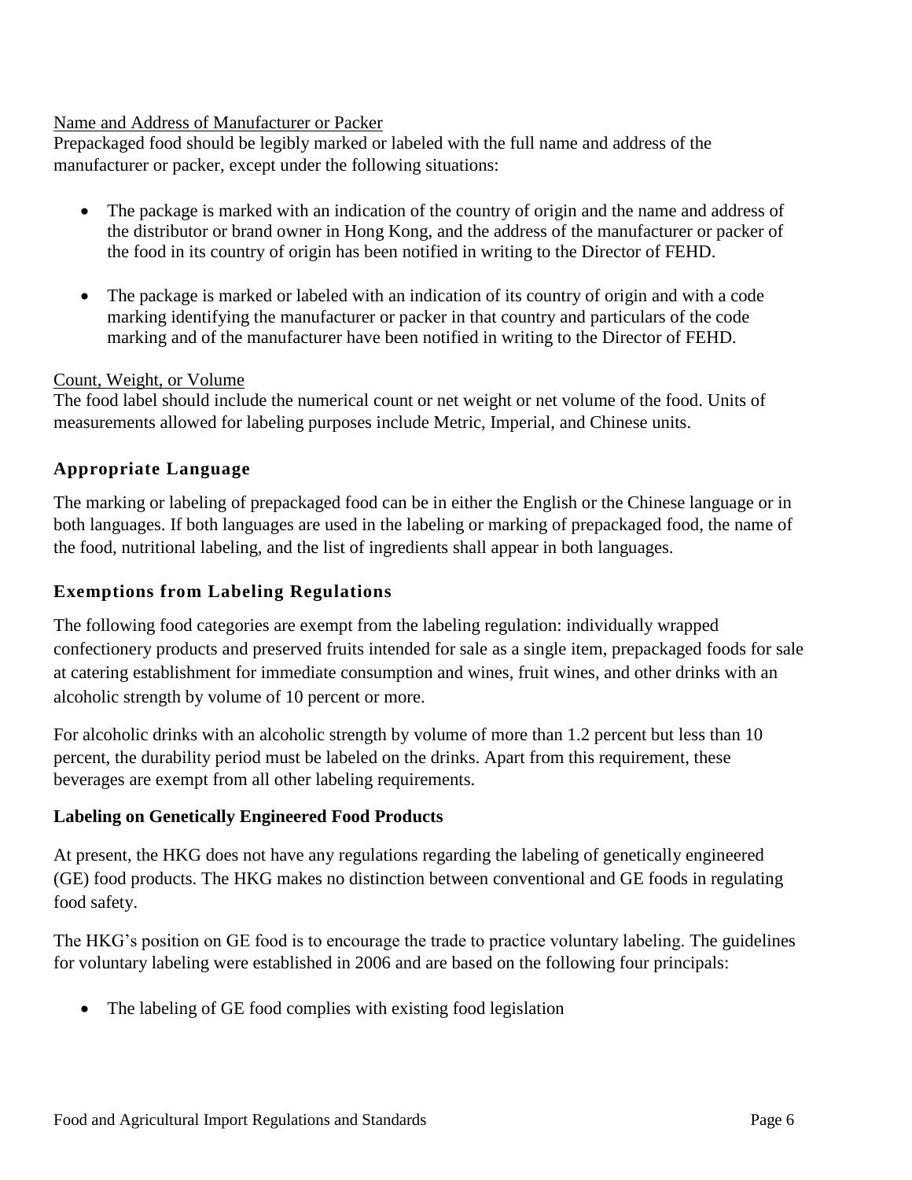Name and Address of Manufacturer or Packer

Prepackaged food should be legibly marked or labeled with the full name and address of the manufacturer or packer, except under the following situations:

- The package is marked with an indication of the country of origin and the name and address of the distributor or brand owner in Hong Kong, and the address of the manufacturer or packer of the food in its country of origin has been notified in writing to the Director of FEHD.
- The package is marked or labeled with an indication of its country of origin and with a code marking identifying the manufacturer or packer in that country and particulars of the code marking and of the manufacturer have been notified in writing to the Director of FEHD.

Count, Weight, or Volume

The food label should include the numerical count or net weight or net volume of the food. Units of measurements allowed for labeling purposes include Metric, Imperial, and Chinese units.

### Appropriate Language

The marking or labeling of prepackaged food can be in either the English or the Chinese language or in both languages. If both languages are used in the labeling or marking of prepackaged food, the name of the food, nutritional labeling, and the list of ingredients shall appear in both languages.

### Exemptions from Labeling Regulations

The following food categories are exempt from the labeling regulation: individually wrapped confectionery products and preserved fruits intended for sale as a single item, prepackaged foods for sale at catering establishment for immediate consumption and wines, fruit wines, and other drinks with an alcoholic strength by volume of 10 percent or more.

For alcoholic drinks with an alcoholic strength by volume of more than 1.2 percent but less than 10 percent, the durability period must be labeled on the drinks. Apart from this requirement, these beverages are exempt from all other labeling requirements.

**Labeling on Genetically Engineered Food Products**

At present, the HKG does not have any regulations regarding the labeling of genetically engineered (GE) food products. The HKG makes no distinction between conventional and GE foods in regulating food safety.

The HKG's position on GE food is to encourage the trade to practice voluntary labeling. The guidelines for voluntary labeling were established in 2006 and are based on the following four principals:

- The labeling of GE food complies with existing food legislation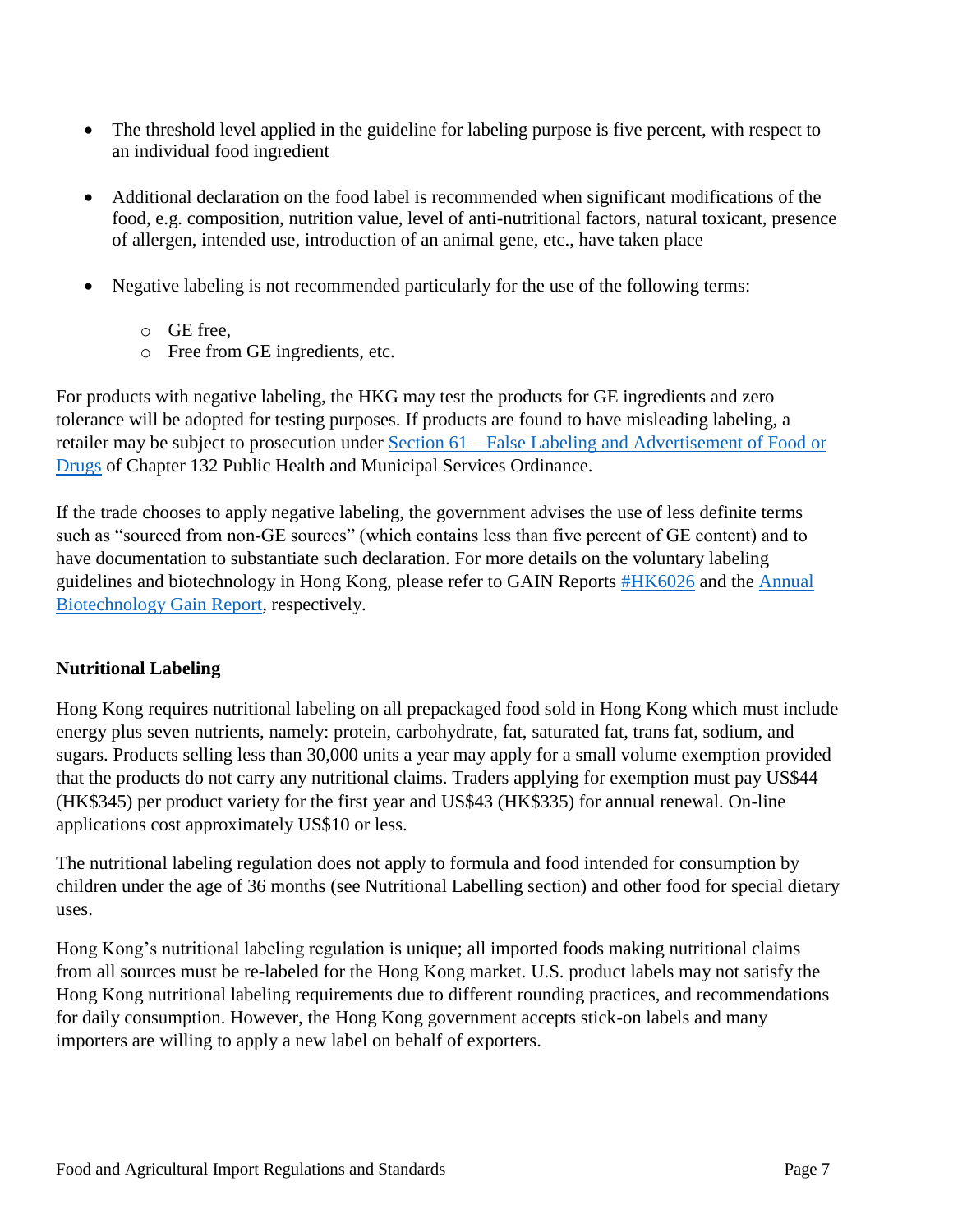- The threshold level applied in the guideline for labeling purpose is five percent, with respect to an individual food ingredient

- Additional declaration on the food label is recommended when significant modifications of the food, e.g. composition, nutrition value, level of anti-nutritional factors, natural toxicant, presence of allergen, intended use, introduction of an animal gene, etc., have taken place

- Negative labeling is not recommended particularly for the use of the following terms:

  - GE free,
  - Free from GE ingredients, etc.

For products with negative labeling, the HKG may test the products for GE ingredients and zero tolerance will be adopted for testing purposes. If products are found to have misleading labeling, a retailer may be subject to prosecution under [Section 61 – False Labeling and Advertisement of Food or Drugs](#) of Chapter 132 Public Health and Municipal Services Ordinance.

If the trade chooses to apply negative labeling, the government advises the use of less definite terms such as "sourced from non-GE sources" (which contains less than five percent of GE content) and to have documentation to substantiate such declaration. For more details on the voluntary labeling guidelines and biotechnology in Hong Kong, please refer to GAIN Reports [#HK6026](#) and the [Annual Biotechnology Gain Report](#), respectively.

## Nutritional Labeling

Hong Kong requires nutritional labeling on all prepackaged food sold in Hong Kong which must include energy plus seven nutrients, namely: protein, carbohydrate, fat, saturated fat, trans fat, sodium, and sugars. Products selling less than 30,000 units a year may apply for a small volume exemption provided that the products do not carry any nutritional claims. Traders applying for exemption must pay US$44 (HK$345) per product variety for the first year and US$43 (HK$335) for annual renewal. On-line applications cost approximately US$10 or less.

The nutritional labeling regulation does not apply to formula and food intended for consumption by children under the age of 36 months (see Nutritional Labelling section) and other food for special dietary uses.

Hong Kong's nutritional labeling regulation is unique; all imported foods making nutritional claims from all sources must be re-labeled for the Hong Kong market. U.S. product labels may not satisfy the Hong Kong nutritional labeling requirements due to different rounding practices, and recommendations for daily consumption. However, the Hong Kong government accepts stick-on labels and many importers are willing to apply a new label on behalf of exporters.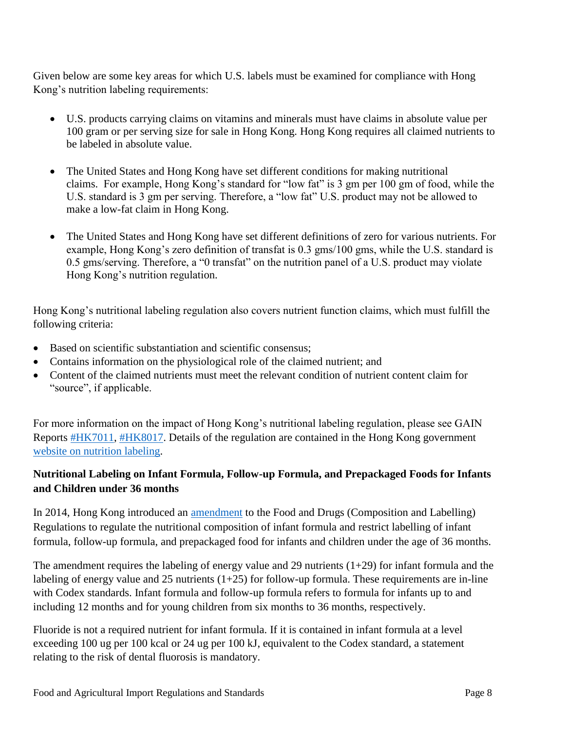Given below are some key areas for which U.S. labels must be examined for compliance with Hong Kong's nutrition labeling requirements:

- U.S. products carrying claims on vitamins and minerals must have claims in absolute value per 100 gram or per serving size for sale in Hong Kong. Hong Kong requires all claimed nutrients to be labeled in absolute value.

- The United States and Hong Kong have set different conditions for making nutritional claims. For example, Hong Kong's standard for "low fat" is 3 gm per 100 gm of food, while the U.S. standard is 3 gm per serving. Therefore, a "low fat" U.S. product may not be allowed to make a low-fat claim in Hong Kong.

- The United States and Hong Kong have set different definitions of zero for various nutrients. For example, Hong Kong's zero definition of transfat is 0.3 gms/100 gms, while the U.S. standard is 0.5 gms/serving. Therefore, a "0 transfat" on the nutrition panel of a U.S. product may violate Hong Kong's nutrition regulation.

Hong Kong's nutritional labeling regulation also covers nutrient function claims, which must fulfill the following criteria:

- Based on scientific substantiation and scientific consensus;
- Contains information on the physiological role of the claimed nutrient; and
- Content of the claimed nutrients must meet the relevant condition of nutrient content claim for "source", if applicable.

For more information on the impact of Hong Kong's nutritional labeling regulation, please see GAIN Reports #HK7011, #HK8017. Details of the regulation are contained in the Hong Kong government website on nutrition labeling.

**Nutritional Labeling on Infant Formula, Follow-up Formula, and Prepackaged Foods for Infants and Children under 36 months**

In 2014, Hong Kong introduced an amendment to the Food and Drugs (Composition and Labelling) Regulations to regulate the nutritional composition of infant formula and restrict labelling of infant formula, follow-up formula, and prepackaged food for infants and children under the age of 36 months.

The amendment requires the labeling of energy value and 29 nutrients (1+29) for infant formula and the labeling of energy value and 25 nutrients (1+25) for follow-up formula. These requirements are in-line with Codex standards. Infant formula and follow-up formula refers to formula for infants up to and including 12 months and for young children from six months to 36 months, respectively.

Fluoride is not a required nutrient for infant formula. If it is contained in infant formula at a level exceeding 100 ug per 100 kcal or 24 ug per 100 kJ, equivalent to the Codex standard, a statement relating to the risk of dental fluorosis is mandatory.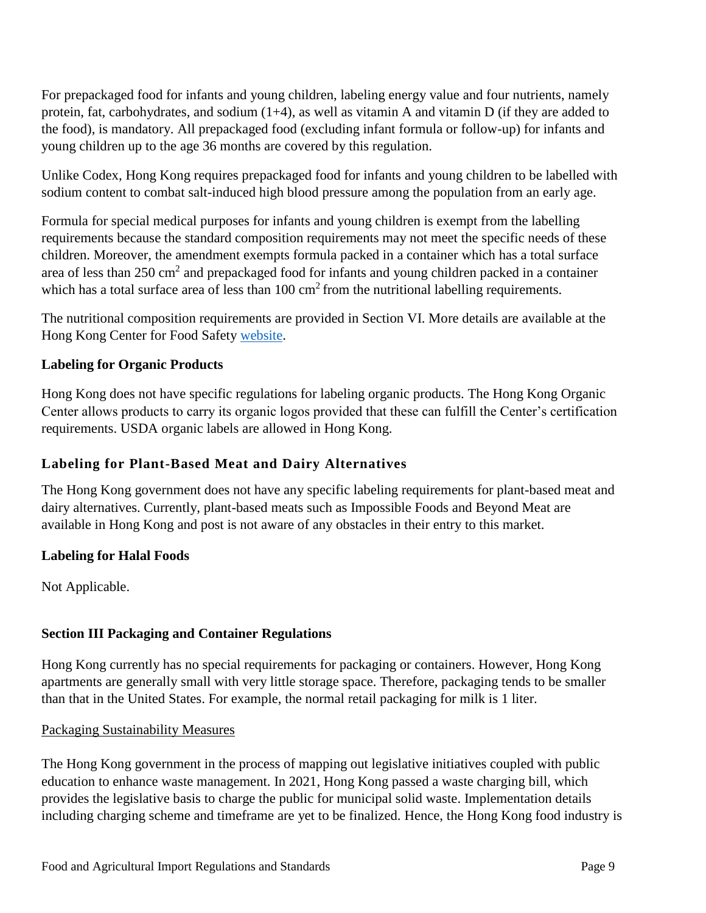For prepackaged food for infants and young children, labeling energy value and four nutrients, namely protein, fat, carbohydrates, and sodium (1+4), as well as vitamin A and vitamin D (if they are added to the food), is mandatory. All prepackaged food (excluding infant formula or follow-up) for infants and young children up to the age 36 months are covered by this regulation.

Unlike Codex, Hong Kong requires prepackaged food for infants and young children to be labelled with sodium content to combat salt-induced high blood pressure among the population from an early age.

Formula for special medical purposes for infants and young children is exempt from the labelling requirements because the standard composition requirements may not meet the specific needs of these children. Moreover, the amendment exempts formula packed in a container which has a total surface area of less than 250 $cm^2$ and prepackaged food for infants and young children packed in a container which has a total surface area of less than 100 $cm^2$ from the nutritional labelling requirements.

The nutritional composition requirements are provided in Section VI. More details are available at the Hong Kong Center for Food Safety website.

**Labeling for Organic Products**

Hong Kong does not have specific regulations for labeling organic products. The Hong Kong Organic Center allows products to carry its organic logos provided that these can fulfill the Center's certification requirements. USDA organic labels are allowed in Hong Kong.

### Labeling for Plant-Based Meat and Dairy Alternatives

The Hong Kong government does not have any specific labeling requirements for plant-based meat and dairy alternatives. Currently, plant-based meats such as Impossible Foods and Beyond Meat are available in Hong Kong and post is not aware of any obstacles in their entry to this market.

**Labeling for Halal Foods**

Not Applicable.

## Section III Packaging and Container Regulations

Hong Kong currently has no special requirements for packaging or containers. However, Hong Kong apartments are generally small with very little storage space. Therefore, packaging tends to be smaller than that in the United States. For example, the normal retail packaging for milk is 1 liter.

Packaging Sustainability Measures

The Hong Kong government in the process of mapping out legislative initiatives coupled with public education to enhance waste management. In 2021, Hong Kong passed a waste charging bill, which provides the legislative basis to charge the public for municipal solid waste. Implementation details including charging scheme and timeframe are yet to be finalized. Hence, the Hong Kong food industry is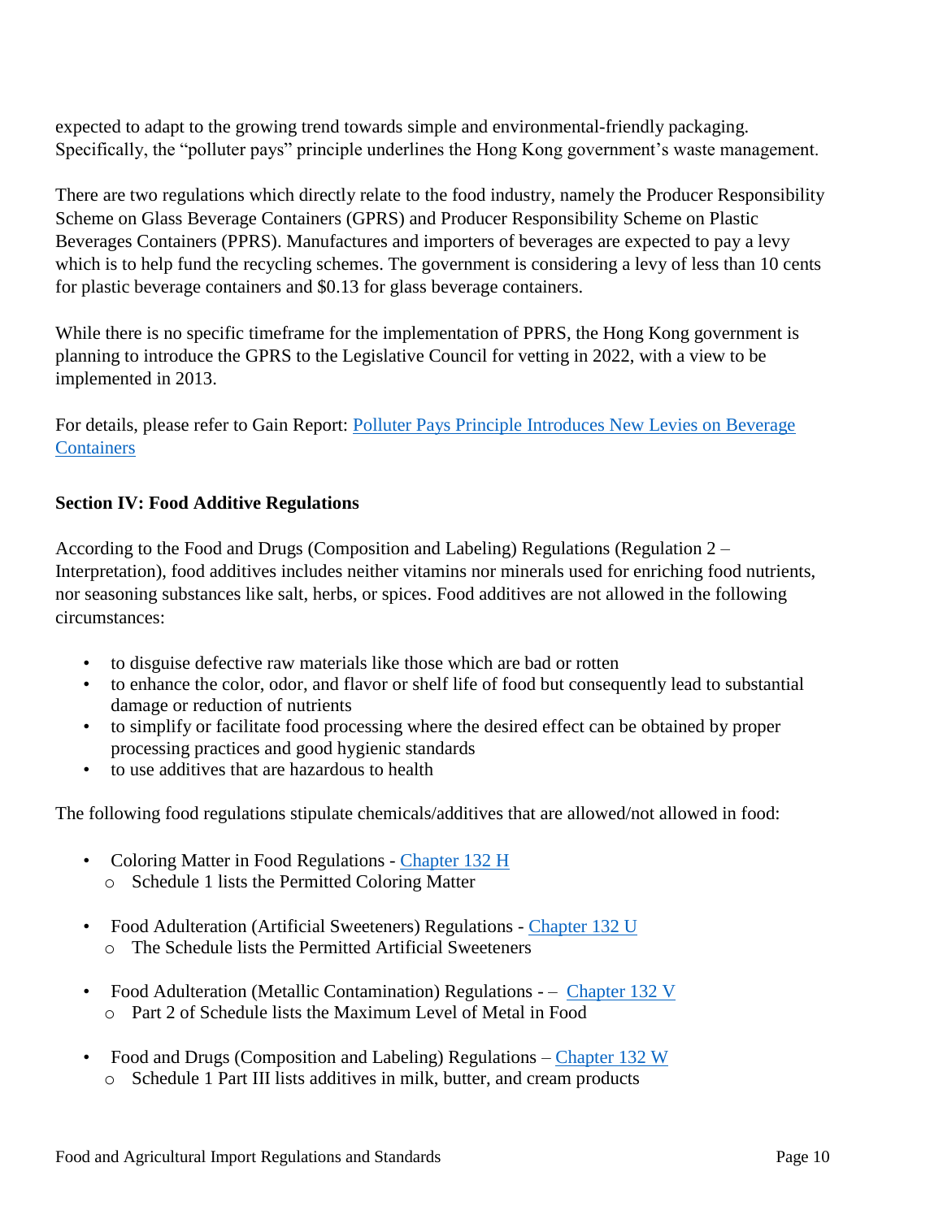expected to adapt to the growing trend towards simple and environmental-friendly packaging. Specifically, the "polluter pays" principle underlines the Hong Kong government's waste management.

There are two regulations which directly relate to the food industry, namely the Producer Responsibility Scheme on Glass Beverage Containers (GPRS) and Producer Responsibility Scheme on Plastic Beverages Containers (PPRS). Manufactures and importers of beverages are expected to pay a levy which is to help fund the recycling schemes. The government is considering a levy of less than 10 cents for plastic beverage containers and $0.13 for glass beverage containers.

While there is no specific timeframe for the implementation of PPRS, the Hong Kong government is planning to introduce the GPRS to the Legislative Council for vetting in 2022, with a view to be implemented in 2013.

For details, please refer to Gain Report: Polluter Pays Principle Introduces New Levies on Beverage Containers

**Section IV: Food Additive Regulations**

According to the Food and Drugs (Composition and Labeling) Regulations (Regulation 2 – Interpretation), food additives includes neither vitamins nor minerals used for enriching food nutrients, nor seasoning substances like salt, herbs, or spices. Food additives are not allowed in the following circumstances:

- to disguise defective raw materials like those which are bad or rotten
- to enhance the color, odor, and flavor or shelf life of food but consequently lead to substantial damage or reduction of nutrients
- to simplify or facilitate food processing where the desired effect can be obtained by proper processing practices and good hygienic standards
- to use additives that are hazardous to health

The following food regulations stipulate chemicals/additives that are allowed/not allowed in food:

- Coloring Matter in Food Regulations - Chapter 132 H
  - Schedule 1 lists the Permitted Coloring Matter

- Food Adulteration (Artificial Sweeteners) Regulations - Chapter 132 U
  - The Schedule lists the Permitted Artificial Sweeteners

- Food Adulteration (Metallic Contamination) Regulations - – Chapter 132 V
  - Part 2 of Schedule lists the Maximum Level of Metal in Food

- Food and Drugs (Composition and Labeling) Regulations – Chapter 132 W
  - Schedule 1 Part III lists additives in milk, butter, and cream products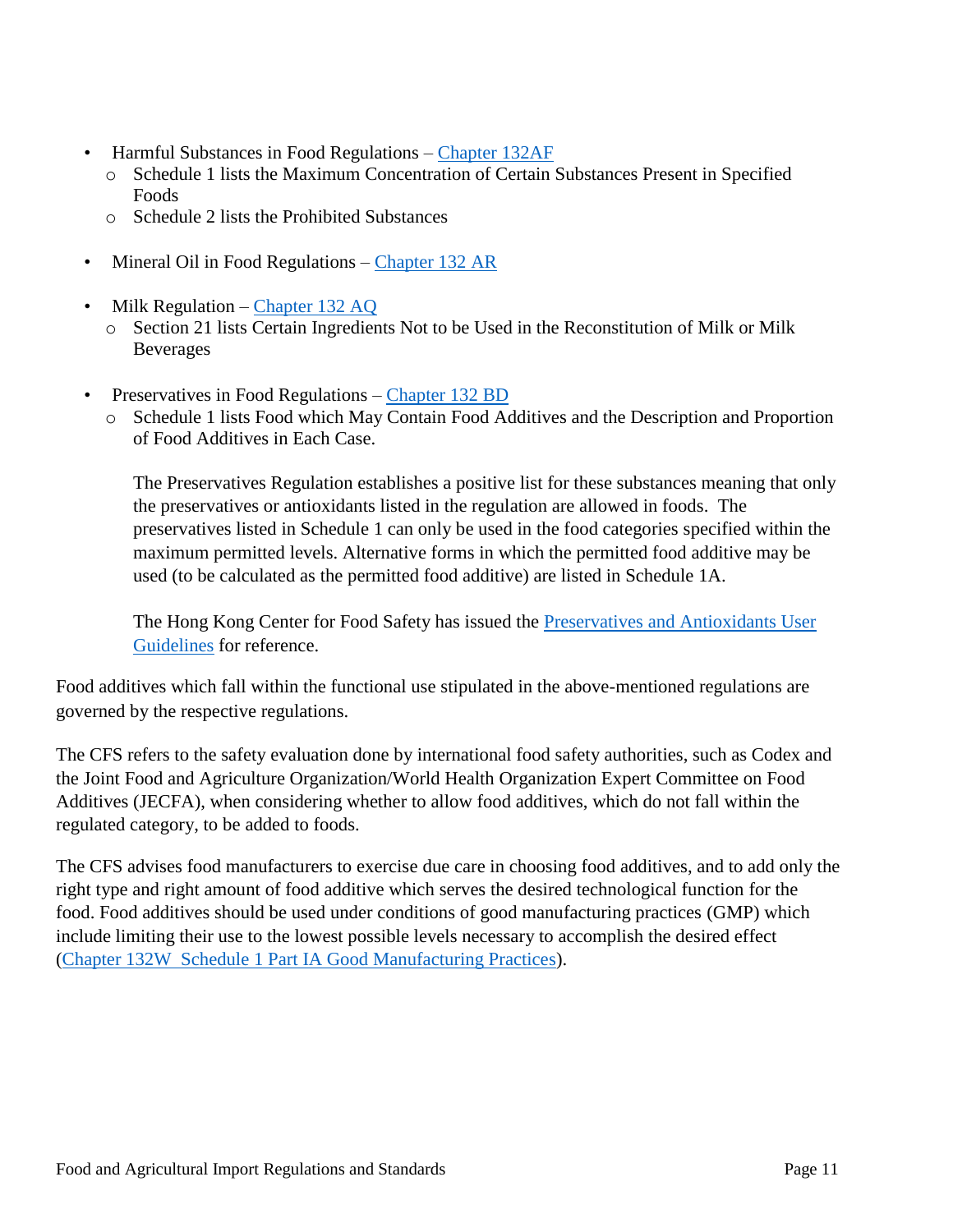- Harmful Substances in Food Regulations – [Chapter 132AF]
  - Schedule 1 lists the Maximum Concentration of Certain Substances Present in Specified Foods
  - Schedule 2 lists the Prohibited Substances

- Mineral Oil in Food Regulations – [Chapter 132 AR]

- Milk Regulation – [Chapter 132 AQ]
  - Section 21 lists Certain Ingredients Not to be Used in the Reconstitution of Milk or Milk Beverages

- Preservatives in Food Regulations – [Chapter 132 BD]
  - Schedule 1 lists Food which May Contain Food Additives and the Description and Proportion of Food Additives in Each Case.

    The Preservatives Regulation establishes a positive list for these substances meaning that only the preservatives or antioxidants listed in the regulation are allowed in foods. The preservatives listed in Schedule 1 can only be used in the food categories specified within the maximum permitted levels. Alternative forms in which the permitted food additive may be used (to be calculated as the permitted food additive) are listed in Schedule 1A.

    The Hong Kong Center for Food Safety has issued the [Preservatives and Antioxidants User Guidelines] for reference.

Food additives which fall within the functional use stipulated in the above-mentioned regulations are governed by the respective regulations.

The CFS refers to the safety evaluation done by international food safety authorities, such as Codex and the Joint Food and Agriculture Organization/World Health Organization Expert Committee on Food Additives (JECFA), when considering whether to allow food additives, which do not fall within the regulated category, to be added to foods.

The CFS advises food manufacturers to exercise due care in choosing food additives, and to add only the right type and right amount of food additive which serves the desired technological function for the food. Food additives should be used under conditions of good manufacturing practices (GMP) which include limiting their use to the lowest possible levels necessary to accomplish the desired effect ([Chapter 132W Schedule 1 Part IA Good Manufacturing Practices]).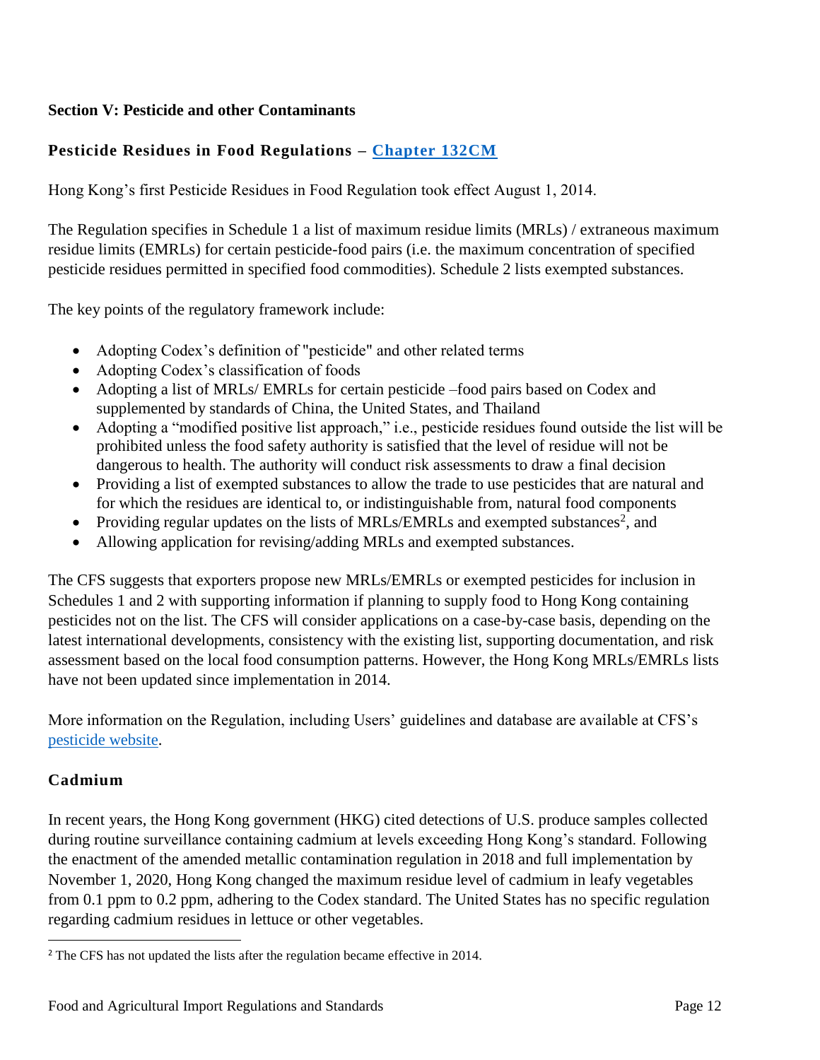## Section V: Pesticide and other Contaminants

### Pesticide Residues in Food Regulations – Chapter 132CM

Hong Kong's first Pesticide Residues in Food Regulation took effect August 1, 2014.

The Regulation specifies in Schedule 1 a list of maximum residue limits (MRLs) / extraneous maximum residue limits (EMRLs) for certain pesticide-food pairs (i.e. the maximum concentration of specified pesticide residues permitted in specified food commodities). Schedule 2 lists exempted substances.

The key points of the regulatory framework include:

- Adopting Codex's definition of "pesticide" and other related terms
- Adopting Codex's classification of foods
- Adopting a list of MRLs/ EMRLs for certain pesticide –food pairs based on Codex and supplemented by standards of China, the United States, and Thailand
- Adopting a "modified positive list approach," i.e., pesticide residues found outside the list will be prohibited unless the food safety authority is satisfied that the level of residue will not be dangerous to health. The authority will conduct risk assessments to draw a final decision
- Providing a list of exempted substances to allow the trade to use pesticides that are natural and for which the residues are identical to, or indistinguishable from, natural food components
- Providing regular updates on the lists of MRLs/EMRLs and exempted substances[2], and
- Allowing application for revising/adding MRLs and exempted substances.

The CFS suggests that exporters propose new MRLs/EMRLs or exempted pesticides for inclusion in Schedules 1 and 2 with supporting information if planning to supply food to Hong Kong containing pesticides not on the list. The CFS will consider applications on a case-by-case basis, depending on the latest international developments, consistency with the existing list, supporting documentation, and risk assessment based on the local food consumption patterns. However, the Hong Kong MRLs/EMRLs lists have not been updated since implementation in 2014.

More information on the Regulation, including Users' guidelines and database are available at CFS's pesticide website.

### Cadmium

In recent years, the Hong Kong government (HKG) cited detections of U.S. produce samples collected during routine surveillance containing cadmium at levels exceeding Hong Kong's standard. Following the enactment of the amended metallic contamination regulation in 2018 and full implementation by November 1, 2020, Hong Kong changed the maximum residue level of cadmium in leafy vegetables from 0.1 ppm to 0.2 ppm, adhering to the Codex standard. The United States has no specific regulation regarding cadmium residues in lettuce or other vegetables.

---

[2] The CFS has not updated the lists after the regulation became effective in 2014.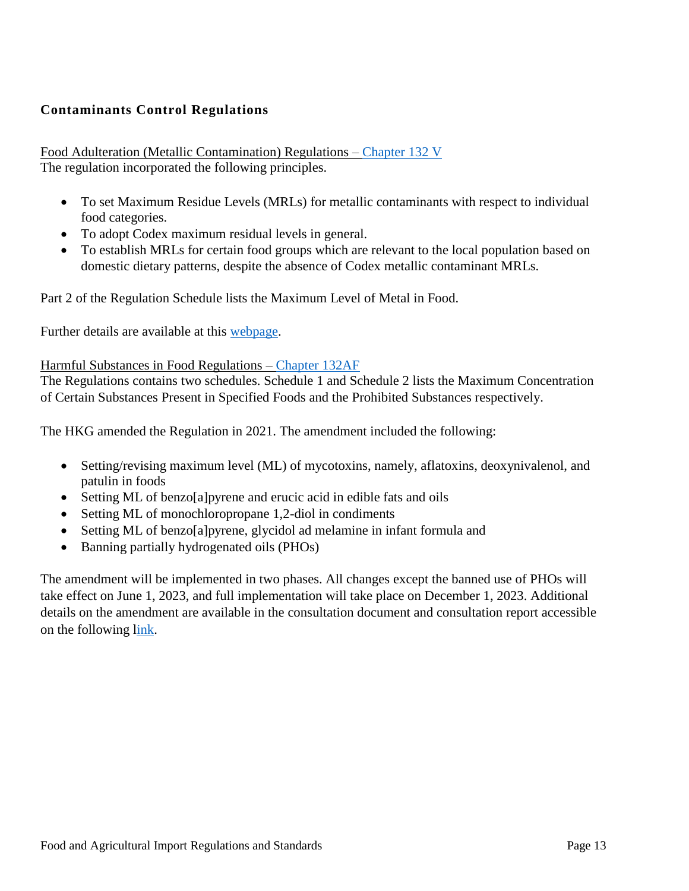## Contaminants Control Regulations

Food Adulteration (Metallic Contamination) Regulations – Chapter 132 V
The regulation incorporated the following principles.

- To set Maximum Residue Levels (MRLs) for metallic contaminants with respect to individual food categories.
- To adopt Codex maximum residual levels in general.
- To establish MRLs for certain food groups which are relevant to the local population based on domestic dietary patterns, despite the absence of Codex metallic contaminant MRLs.

Part 2 of the Regulation Schedule lists the Maximum Level of Metal in Food.

Further details are available at this webpage.

Harmful Substances in Food Regulations – Chapter 132AF
The Regulations contains two schedules. Schedule 1 and Schedule 2 lists the Maximum Concentration of Certain Substances Present in Specified Foods and the Prohibited Substances respectively.

The HKG amended the Regulation in 2021. The amendment included the following:

- Setting/revising maximum level (ML) of mycotoxins, namely, aflatoxins, deoxynivalenol, and patulin in foods
- Setting ML of benzo[a]pyrene and erucic acid in edible fats and oils
- Setting ML of monochloropropane 1,2-diol in condiments
- Setting ML of benzo[a]pyrene, glycidol ad melamine in infant formula and
- Banning partially hydrogenated oils (PHOs)

The amendment will be implemented in two phases. All changes except the banned use of PHOs will take effect on June 1, 2023, and full implementation will take place on December 1, 2023. Additional details on the amendment are available in the consultation document and consultation report accessible on the following link.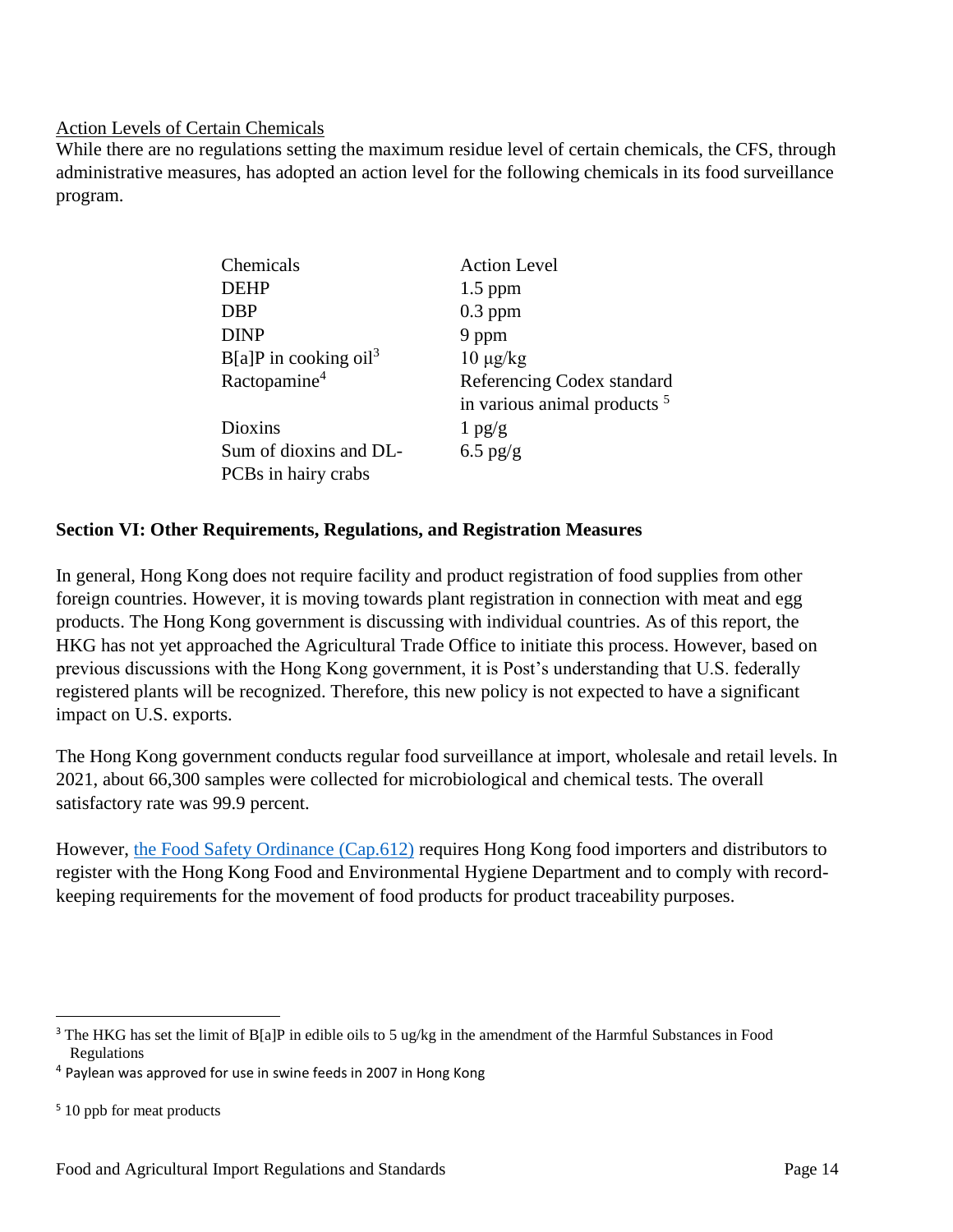Action Levels of Certain Chemicals

While there are no regulations setting the maximum residue level of certain chemicals, the CFS, through administrative measures, has adopted an action level for the following chemicals in its food surveillance program.

| Chemicals | Action Level |
| --- | --- |
| DEHP | 1.5 ppm |
| DBP | 0.3 ppm |
| DINP | 9 ppm |
| B[a]P in cooking oil[3] | 10 μg/kg |
| Ractopamine[4] | Referencing Codex standard in various animal products [5] |
| Dioxins | 1 pg/g |
| Sum of dioxins and DL-PCBs in hairy crabs | 6.5 pg/g |

## Section VI: Other Requirements, Regulations, and Registration Measures

In general, Hong Kong does not require facility and product registration of food supplies from other foreign countries. However, it is moving towards plant registration in connection with meat and egg products. The Hong Kong government is discussing with individual countries. As of this report, the HKG has not yet approached the Agricultural Trade Office to initiate this process. However, based on previous discussions with the Hong Kong government, it is Post's understanding that U.S. federally registered plants will be recognized. Therefore, this new policy is not expected to have a significant impact on U.S. exports.

The Hong Kong government conducts regular food surveillance at import, wholesale and retail levels. In 2021, about 66,300 samples were collected for microbiological and chemical tests. The overall satisfactory rate was 99.9 percent.

However, the Food Safety Ordinance (Cap.612) requires Hong Kong food importers and distributors to register with the Hong Kong Food and Environmental Hygiene Department and to comply with record-keeping requirements for the movement of food products for product traceability purposes.

---

[3] The HKG has set the limit of B[a]P in edible oils to 5 ug/kg in the amendment of the Harmful Substances in Food Regulations

[4] Paylean was approved for use in swine feeds in 2007 in Hong Kong

[5] 10 ppb for meat products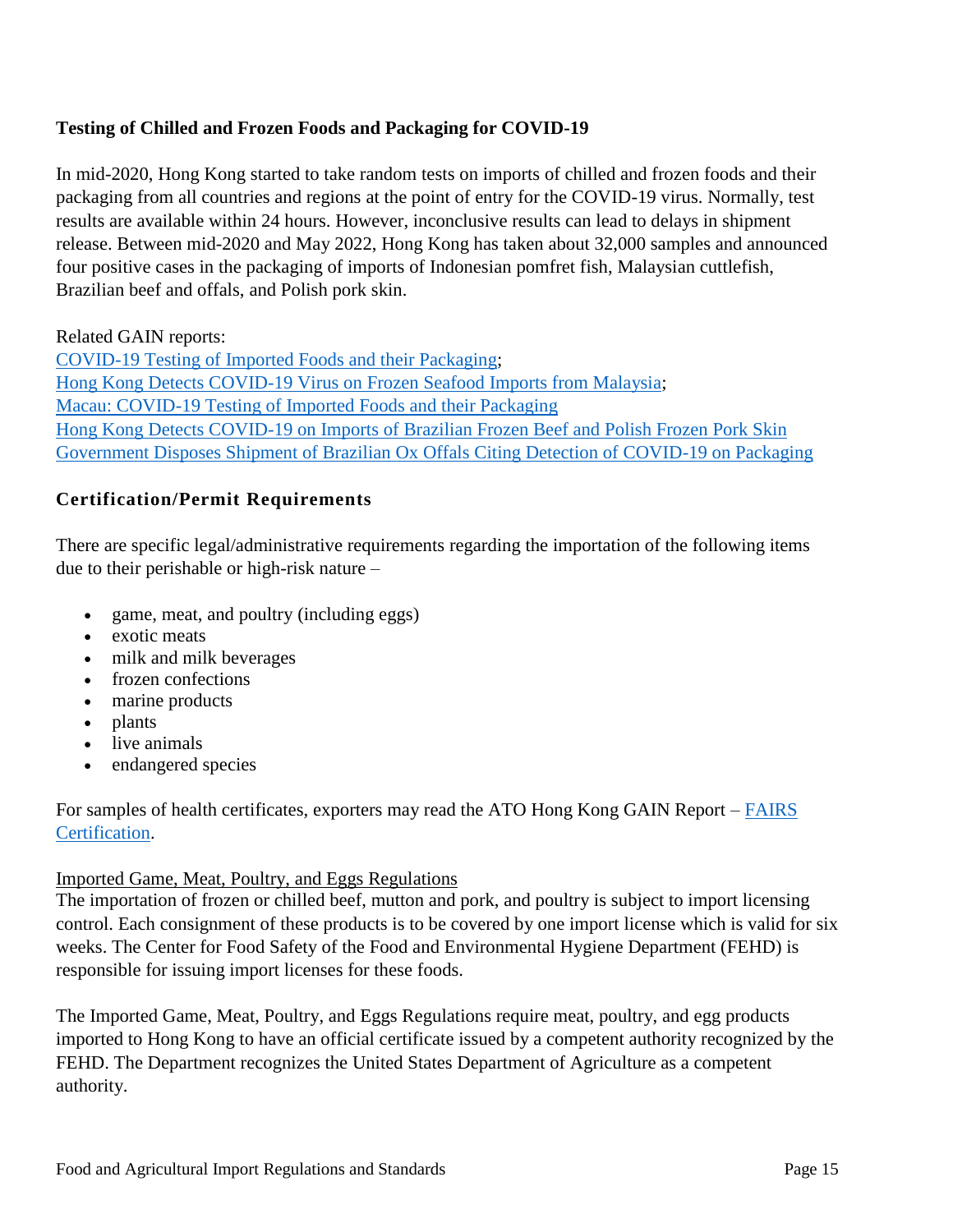### Testing of Chilled and Frozen Foods and Packaging for COVID-19

In mid-2020, Hong Kong started to take random tests on imports of chilled and frozen foods and their packaging from all countries and regions at the point of entry for the COVID-19 virus. Normally, test results are available within 24 hours. However, inconclusive results can lead to delays in shipment release. Between mid-2020 and May 2022, Hong Kong has taken about 32,000 samples and announced four positive cases in the packaging of imports of Indonesian pomfret fish, Malaysian cuttlefish, Brazilian beef and offals, and Polish pork skin.

Related GAIN reports:
COVID-19 Testing of Imported Foods and their Packaging;
Hong Kong Detects COVID-19 Virus on Frozen Seafood Imports from Malaysia;
Macau: COVID-19 Testing of Imported Foods and their Packaging
Hong Kong Detects COVID-19 on Imports of Brazilian Frozen Beef and Polish Frozen Pork Skin
Government Disposes Shipment of Brazilian Ox Offals Citing Detection of COVID-19 on Packaging

### Certification/Permit Requirements

There are specific legal/administrative requirements regarding the importation of the following items due to their perishable or high-risk nature –

- game, meat, and poultry (including eggs)
- exotic meats
- milk and milk beverages
- frozen confections
- marine products
- plants
- live animals
- endangered species

For samples of health certificates, exporters may read the ATO Hong Kong GAIN Report – FAIRS Certification.

Imported Game, Meat, Poultry, and Eggs Regulations
The importation of frozen or chilled beef, mutton and pork, and poultry is subject to import licensing control. Each consignment of these products is to be covered by one import license which is valid for six weeks. The Center for Food Safety of the Food and Environmental Hygiene Department (FEHD) is responsible for issuing import licenses for these foods.

The Imported Game, Meat, Poultry, and Eggs Regulations require meat, poultry, and egg products imported to Hong Kong to have an official certificate issued by a competent authority recognized by the FEHD. The Department recognizes the United States Department of Agriculture as a competent authority.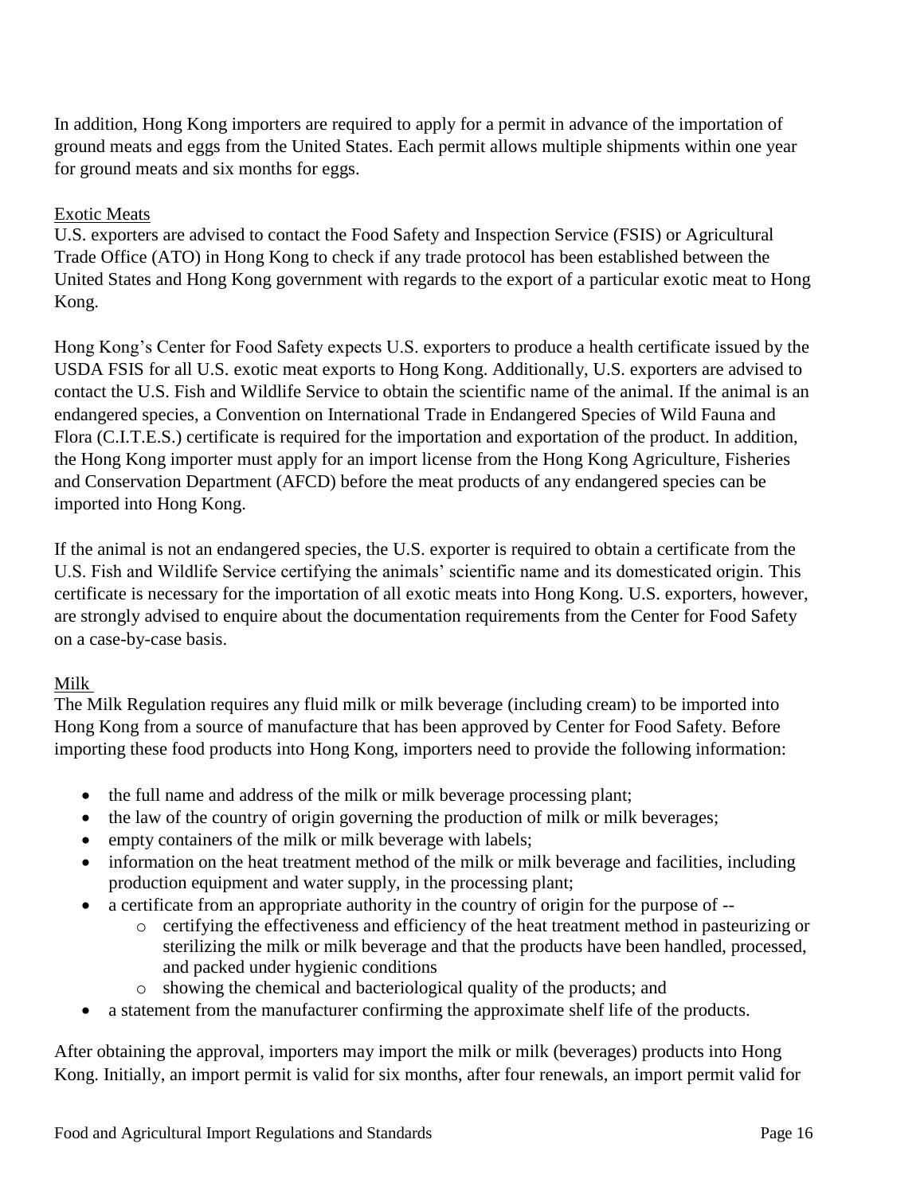In addition, Hong Kong importers are required to apply for a permit in advance of the importation of ground meats and eggs from the United States. Each permit allows multiple shipments within one year for ground meats and six months for eggs.

### Exotic Meats

U.S. exporters are advised to contact the Food Safety and Inspection Service (FSIS) or Agricultural Trade Office (ATO) in Hong Kong to check if any trade protocol has been established between the United States and Hong Kong government with regards to the export of a particular exotic meat to Hong Kong.

Hong Kong's Center for Food Safety expects U.S. exporters to produce a health certificate issued by the USDA FSIS for all U.S. exotic meat exports to Hong Kong. Additionally, U.S. exporters are advised to contact the U.S. Fish and Wildlife Service to obtain the scientific name of the animal. If the animal is an endangered species, a Convention on International Trade in Endangered Species of Wild Fauna and Flora (C.I.T.E.S.) certificate is required for the importation and exportation of the product. In addition, the Hong Kong importer must apply for an import license from the Hong Kong Agriculture, Fisheries and Conservation Department (AFCD) before the meat products of any endangered species can be imported into Hong Kong.

If the animal is not an endangered species, the U.S. exporter is required to obtain a certificate from the U.S. Fish and Wildlife Service certifying the animals' scientific name and its domesticated origin. This certificate is necessary for the importation of all exotic meats into Hong Kong. U.S. exporters, however, are strongly advised to enquire about the documentation requirements from the Center for Food Safety on a case-by-case basis.

### Milk

The Milk Regulation requires any fluid milk or milk beverage (including cream) to be imported into Hong Kong from a source of manufacture that has been approved by Center for Food Safety. Before importing these food products into Hong Kong, importers need to provide the following information:

- the full name and address of the milk or milk beverage processing plant;
- the law of the country of origin governing the production of milk or milk beverages;
- empty containers of the milk or milk beverage with labels;
- information on the heat treatment method of the milk or milk beverage and facilities, including production equipment and water supply, in the processing plant;
- a certificate from an appropriate authority in the country of origin for the purpose of --
  - certifying the effectiveness and efficiency of the heat treatment method in pasteurizing or sterilizing the milk or milk beverage and that the products have been handled, processed, and packed under hygienic conditions
  - showing the chemical and bacteriological quality of the products; and
- a statement from the manufacturer confirming the approximate shelf life of the products.

After obtaining the approval, importers may import the milk or milk (beverages) products into Hong Kong. Initially, an import permit is valid for six months, after four renewals, an import permit valid for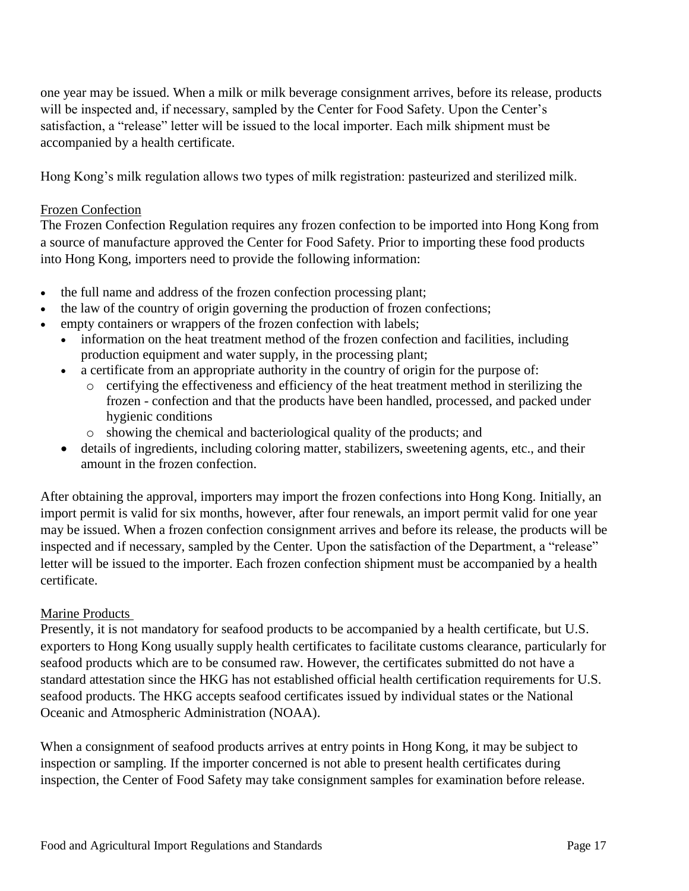one year may be issued. When a milk or milk beverage consignment arrives, before its release, products will be inspected and, if necessary, sampled by the Center for Food Safety. Upon the Center's satisfaction, a "release" letter will be issued to the local importer. Each milk shipment must be accompanied by a health certificate.

Hong Kong's milk regulation allows two types of milk registration: pasteurized and sterilized milk.

Frozen Confection

The Frozen Confection Regulation requires any frozen confection to be imported into Hong Kong from a source of manufacture approved the Center for Food Safety. Prior to importing these food products into Hong Kong, importers need to provide the following information:

- the full name and address of the frozen confection processing plant;
- the law of the country of origin governing the production of frozen confections;
- empty containers or wrappers of the frozen confection with labels;
  - information on the heat treatment method of the frozen confection and facilities, including production equipment and water supply, in the processing plant;
  - a certificate from an appropriate authority in the country of origin for the purpose of:
    - certifying the effectiveness and efficiency of the heat treatment method in sterilizing the frozen - confection and that the products have been handled, processed, and packed under hygienic conditions
    - showing the chemical and bacteriological quality of the products; and
  - details of ingredients, including coloring matter, stabilizers, sweetening agents, etc., and their amount in the frozen confection.

After obtaining the approval, importers may import the frozen confections into Hong Kong. Initially, an import permit is valid for six months, however, after four renewals, an import permit valid for one year may be issued. When a frozen confection consignment arrives and before its release, the products will be inspected and if necessary, sampled by the Center. Upon the satisfaction of the Department, a "release" letter will be issued to the importer. Each frozen confection shipment must be accompanied by a health certificate.

Marine Products

Presently, it is not mandatory for seafood products to be accompanied by a health certificate, but U.S. exporters to Hong Kong usually supply health certificates to facilitate customs clearance, particularly for seafood products which are to be consumed raw. However, the certificates submitted do not have a standard attestation since the HKG has not established official health certification requirements for U.S. seafood products. The HKG accepts seafood certificates issued by individual states or the National Oceanic and Atmospheric Administration (NOAA).

When a consignment of seafood products arrives at entry points in Hong Kong, it may be subject to inspection or sampling. If the importer concerned is not able to present health certificates during inspection, the Center of Food Safety may take consignment samples for examination before release.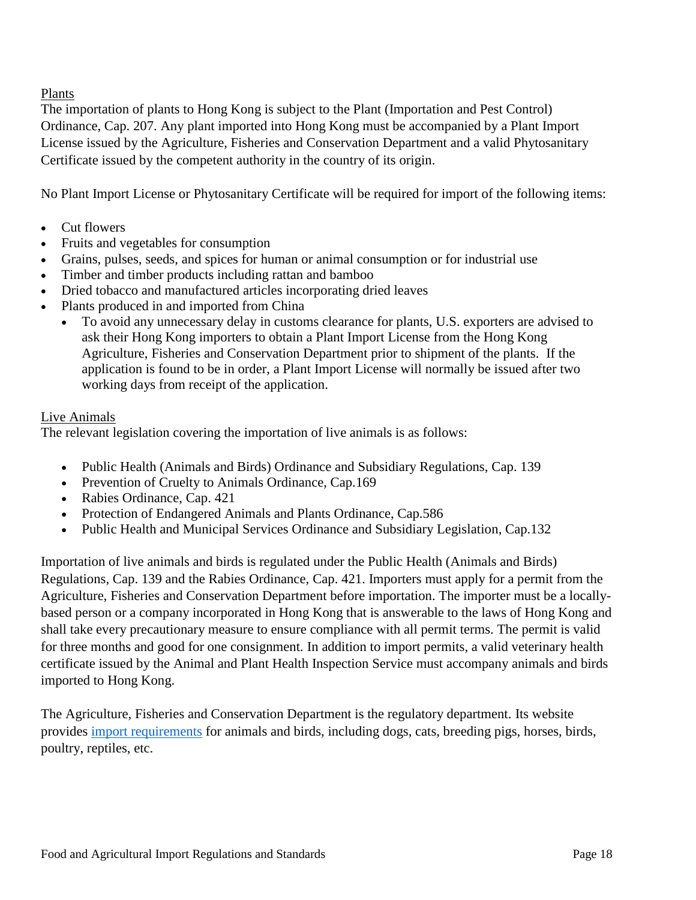Plants

The importation of plants to Hong Kong is subject to the Plant (Importation and Pest Control) Ordinance, Cap. 207. Any plant imported into Hong Kong must be accompanied by a Plant Import License issued by the Agriculture, Fisheries and Conservation Department and a valid Phytosanitary Certificate issued by the competent authority in the country of its origin.

No Plant Import License or Phytosanitary Certificate will be required for import of the following items:

- Cut flowers
- Fruits and vegetables for consumption
- Grains, pulses, seeds, and spices for human or animal consumption or for industrial use
- Timber and timber products including rattan and bamboo
- Dried tobacco and manufactured articles incorporating dried leaves
- Plants produced in and imported from China
  - To avoid any unnecessary delay in customs clearance for plants, U.S. exporters are advised to ask their Hong Kong importers to obtain a Plant Import License from the Hong Kong Agriculture, Fisheries and Conservation Department prior to shipment of the plants. If the application is found to be in order, a Plant Import License will normally be issued after two working days from receipt of the application.

Live Animals

The relevant legislation covering the importation of live animals is as follows:

- Public Health (Animals and Birds) Ordinance and Subsidiary Regulations, Cap. 139
- Prevention of Cruelty to Animals Ordinance, Cap.169
- Rabies Ordinance, Cap. 421
- Protection of Endangered Animals and Plants Ordinance, Cap.586
- Public Health and Municipal Services Ordinance and Subsidiary Legislation, Cap.132

Importation of live animals and birds is regulated under the Public Health (Animals and Birds) Regulations, Cap. 139 and the Rabies Ordinance, Cap. 421. Importers must apply for a permit from the Agriculture, Fisheries and Conservation Department before importation. The importer must be a locally-based person or a company incorporated in Hong Kong that is answerable to the laws of Hong Kong and shall take every precautionary measure to ensure compliance with all permit terms. The permit is valid for three months and good for one consignment. In addition to import permits, a valid veterinary health certificate issued by the Animal and Plant Health Inspection Service must accompany animals and birds imported to Hong Kong.

The Agriculture, Fisheries and Conservation Department is the regulatory department. Its website provides import requirements for animals and birds, including dogs, cats, breeding pigs, horses, birds, poultry, reptiles, etc.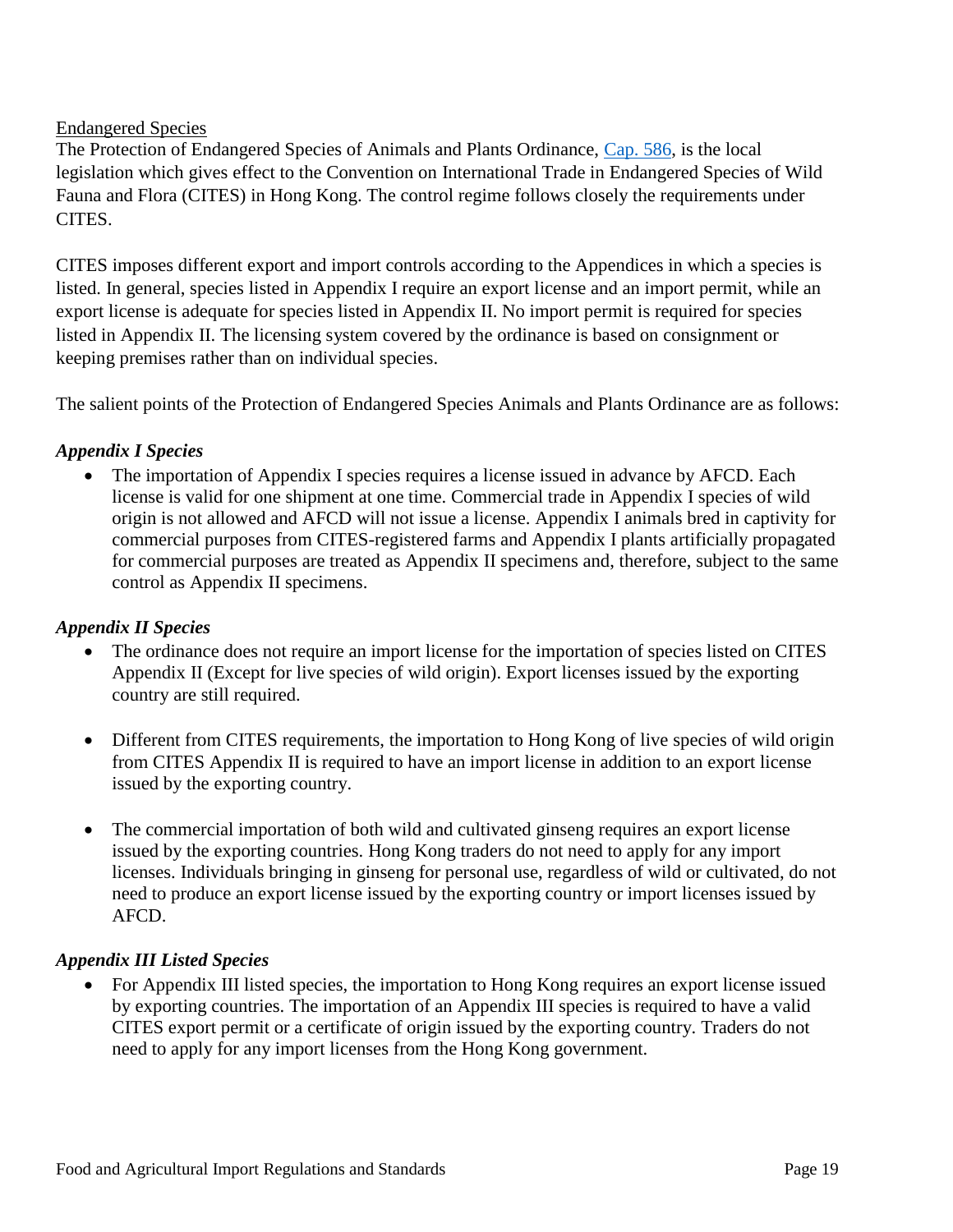<u>Endangered Species</u>

The Protection of Endangered Species of Animals and Plants Ordinance, [Cap. 586](), is the local legislation which gives effect to the Convention on International Trade in Endangered Species of Wild Fauna and Flora (CITES) in Hong Kong. The control regime follows closely the requirements under CITES.

CITES imposes different export and import controls according to the Appendices in which a species is listed. In general, species listed in Appendix I require an export license and an import permit, while an export license is adequate for species listed in Appendix II. No import permit is required for species listed in Appendix II. The licensing system covered by the ordinance is based on consignment or keeping premises rather than on individual species.

The salient points of the Protection of Endangered Species Animals and Plants Ordinance are as follows:

***Appendix I Species***

- The importation of Appendix I species requires a license issued in advance by AFCD. Each license is valid for one shipment at one time. Commercial trade in Appendix I species of wild origin is not allowed and AFCD will not issue a license. Appendix I animals bred in captivity for commercial purposes from CITES-registered farms and Appendix I plants artificially propagated for commercial purposes are treated as Appendix II specimens and, therefore, subject to the same control as Appendix II specimens.

***Appendix II Species***

- The ordinance does not require an import license for the importation of species listed on CITES Appendix II (Except for live species of wild origin). Export licenses issued by the exporting country are still required.

- Different from CITES requirements, the importation to Hong Kong of live species of wild origin from CITES Appendix II is required to have an import license in addition to an export license issued by the exporting country.

- The commercial importation of both wild and cultivated ginseng requires an export license issued by the exporting countries. Hong Kong traders do not need to apply for any import licenses. Individuals bringing in ginseng for personal use, regardless of wild or cultivated, do not need to produce an export license issued by the exporting country or import licenses issued by AFCD.

***Appendix III Listed Species***

- For Appendix III listed species, the importation to Hong Kong requires an export license issued by exporting countries. The importation of an Appendix III species is required to have a valid CITES export permit or a certificate of origin issued by the exporting country. Traders do not need to apply for any import licenses from the Hong Kong government.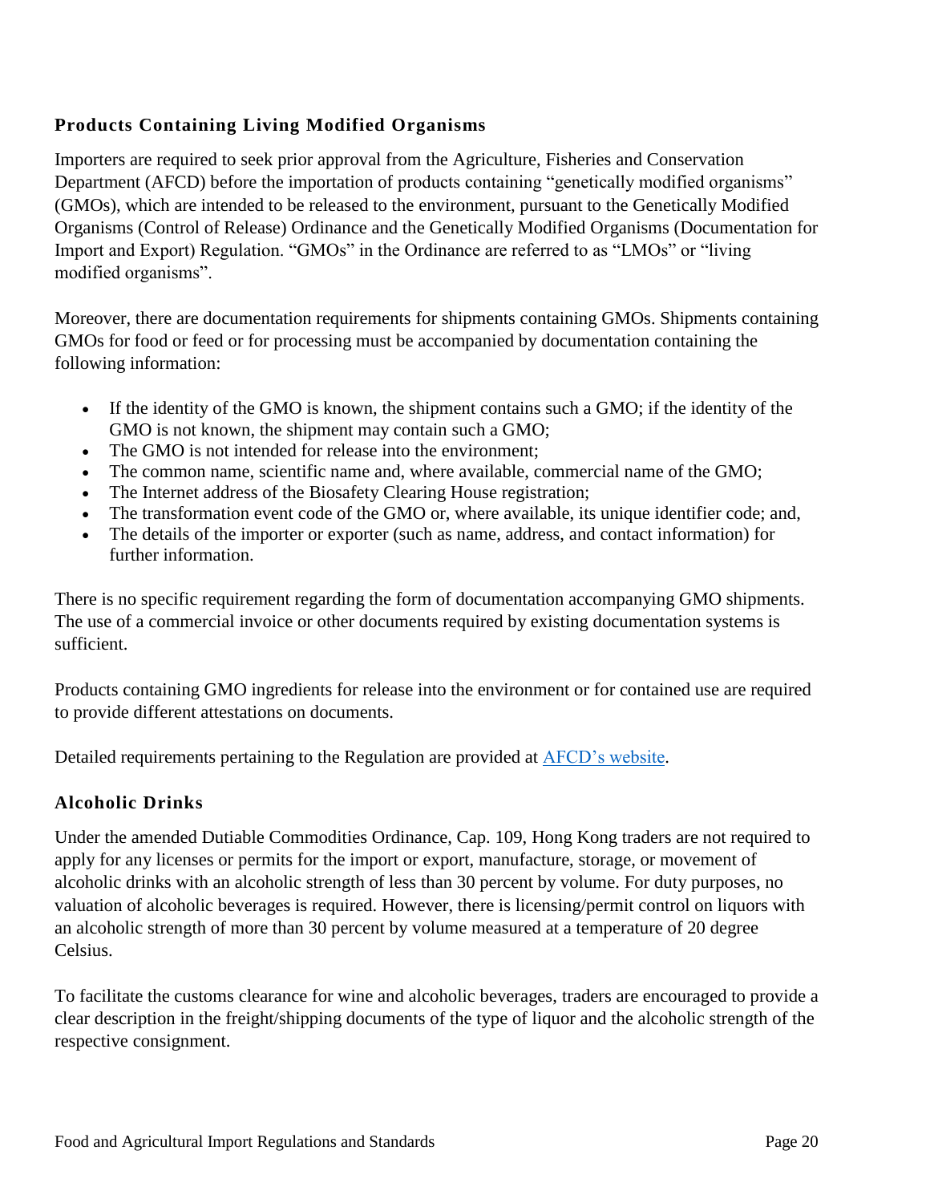### Products Containing Living Modified Organisms

Importers are required to seek prior approval from the Agriculture, Fisheries and Conservation Department (AFCD) before the importation of products containing "genetically modified organisms" (GMOs), which are intended to be released to the environment, pursuant to the Genetically Modified Organisms (Control of Release) Ordinance and the Genetically Modified Organisms (Documentation for Import and Export) Regulation. "GMOs" in the Ordinance are referred to as "LMOs" or "living modified organisms".

Moreover, there are documentation requirements for shipments containing GMOs. Shipments containing GMOs for food or feed or for processing must be accompanied by documentation containing the following information:

- If the identity of the GMO is known, the shipment contains such a GMO; if the identity of the GMO is not known, the shipment may contain such a GMO;
- The GMO is not intended for release into the environment;
- The common name, scientific name and, where available, commercial name of the GMO;
- The Internet address of the Biosafety Clearing House registration;
- The transformation event code of the GMO or, where available, its unique identifier code; and,
- The details of the importer or exporter (such as name, address, and contact information) for further information.

There is no specific requirement regarding the form of documentation accompanying GMO shipments. The use of a commercial invoice or other documents required by existing documentation systems is sufficient.

Products containing GMO ingredients for release into the environment or for contained use are required to provide different attestations on documents.

Detailed requirements pertaining to the Regulation are provided at [AFCD's website](#).

### Alcoholic Drinks

Under the amended Dutiable Commodities Ordinance, Cap. 109, Hong Kong traders are not required to apply for any licenses or permits for the import or export, manufacture, storage, or movement of alcoholic drinks with an alcoholic strength of less than 30 percent by volume. For duty purposes, no valuation of alcoholic beverages is required. However, there is licensing/permit control on liquors with an alcoholic strength of more than 30 percent by volume measured at a temperature of 20 degree Celsius.

To facilitate the customs clearance for wine and alcoholic beverages, traders are encouraged to provide a clear description in the freight/shipping documents of the type of liquor and the alcoholic strength of the respective consignment.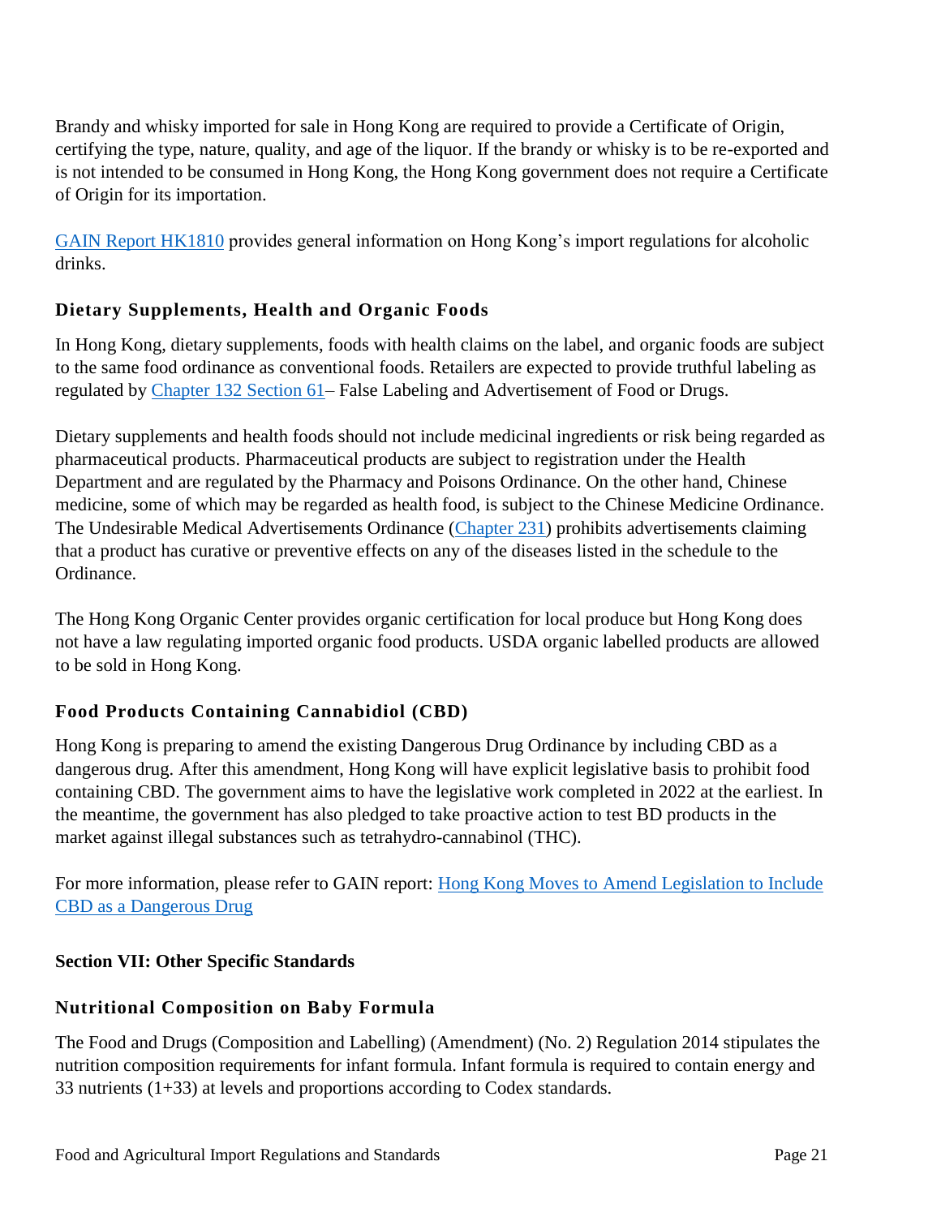Brandy and whisky imported for sale in Hong Kong are required to provide a Certificate of Origin, certifying the type, nature, quality, and age of the liquor. If the brandy or whisky is to be re-exported and is not intended to be consumed in Hong Kong, the Hong Kong government does not require a Certificate of Origin for its importation.

GAIN Report HK1810 provides general information on Hong Kong's import regulations for alcoholic drinks.

### Dietary Supplements, Health and Organic Foods

In Hong Kong, dietary supplements, foods with health claims on the label, and organic foods are subject to the same food ordinance as conventional foods. Retailers are expected to provide truthful labeling as regulated by Chapter 132 Section 61– False Labeling and Advertisement of Food or Drugs.

Dietary supplements and health foods should not include medicinal ingredients or risk being regarded as pharmaceutical products. Pharmaceutical products are subject to registration under the Health Department and are regulated by the Pharmacy and Poisons Ordinance. On the other hand, Chinese medicine, some of which may be regarded as health food, is subject to the Chinese Medicine Ordinance. The Undesirable Medical Advertisements Ordinance (Chapter 231) prohibits advertisements claiming that a product has curative or preventive effects on any of the diseases listed in the schedule to the Ordinance.

The Hong Kong Organic Center provides organic certification for local produce but Hong Kong does not have a law regulating imported organic food products. USDA organic labelled products are allowed to be sold in Hong Kong.

### Food Products Containing Cannabidiol (CBD)

Hong Kong is preparing to amend the existing Dangerous Drug Ordinance by including CBD as a dangerous drug. After this amendment, Hong Kong will have explicit legislative basis to prohibit food containing CBD. The government aims to have the legislative work completed in 2022 at the earliest. In the meantime, the government has also pledged to take proactive action to test BD products in the market against illegal substances such as tetrahydro-cannabinol (THC).

For more information, please refer to GAIN report: Hong Kong Moves to Amend Legislation to Include CBD as a Dangerous Drug

## Section VII: Other Specific Standards

### Nutritional Composition on Baby Formula

The Food and Drugs (Composition and Labelling) (Amendment) (No. 2) Regulation 2014 stipulates the nutrition composition requirements for infant formula. Infant formula is required to contain energy and 33 nutrients (1+33) at levels and proportions according to Codex standards.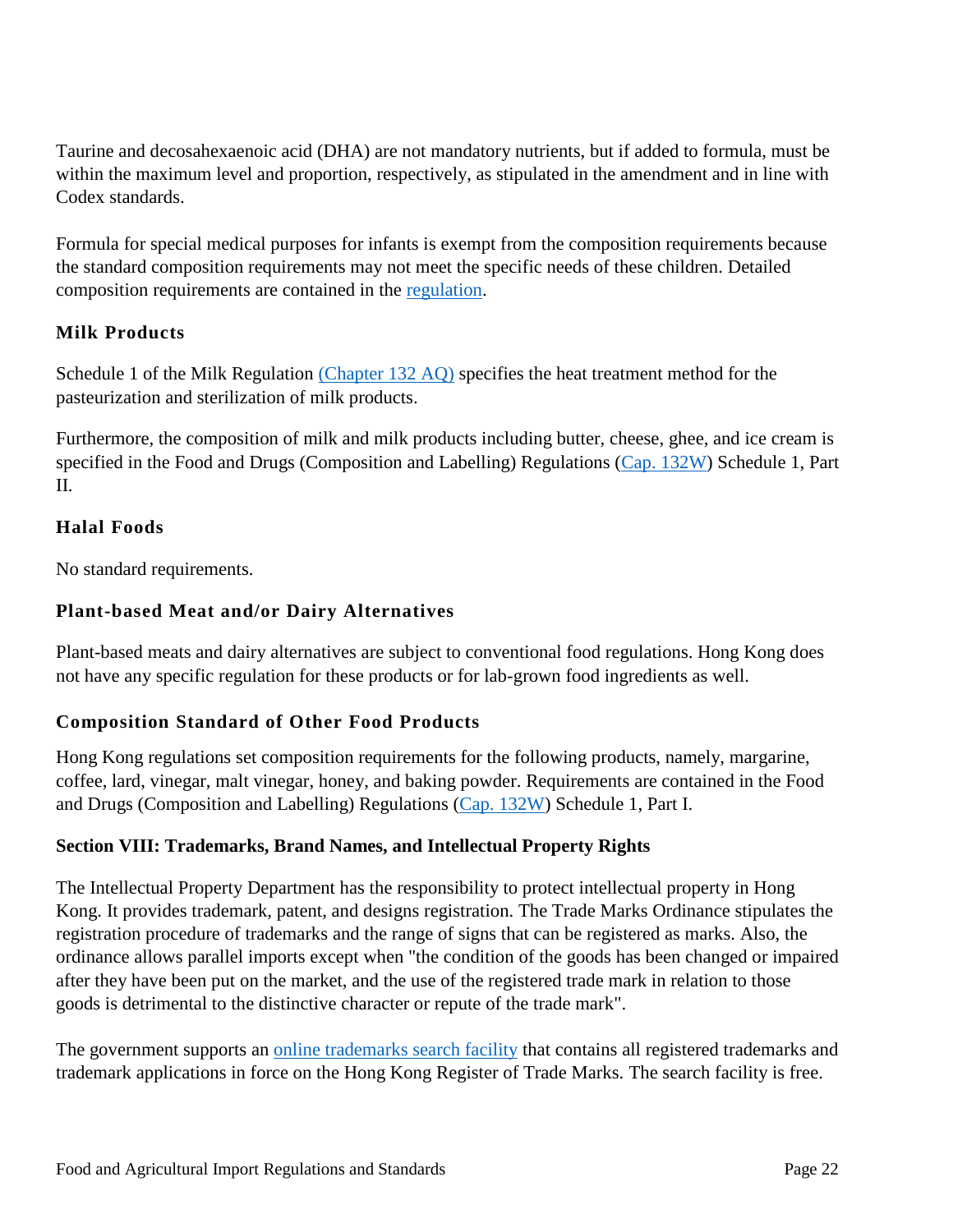Taurine and decosahexaenoic acid (DHA) are not mandatory nutrients, but if added to formula, must be within the maximum level and proportion, respectively, as stipulated in the amendment and in line with Codex standards.

Formula for special medical purposes for infants is exempt from the composition requirements because the standard composition requirements may not meet the specific needs of these children. Detailed composition requirements are contained in the regulation.

### Milk Products

Schedule 1 of the Milk Regulation (Chapter 132 AQ) specifies the heat treatment method for the pasteurization and sterilization of milk products.

Furthermore, the composition of milk and milk products including butter, cheese, ghee, and ice cream is specified in the Food and Drugs (Composition and Labelling) Regulations (Cap. 132W) Schedule 1, Part II.

### Halal Foods

No standard requirements.

### Plant-based Meat and/or Dairy Alternatives

Plant-based meats and dairy alternatives are subject to conventional food regulations. Hong Kong does not have any specific regulation for these products or for lab-grown food ingredients as well.

### Composition Standard of Other Food Products

Hong Kong regulations set composition requirements for the following products, namely, margarine, coffee, lard, vinegar, malt vinegar, honey, and baking powder. Requirements are contained in the Food and Drugs (Composition and Labelling) Regulations (Cap. 132W) Schedule 1, Part I.

## Section VIII: Trademarks, Brand Names, and Intellectual Property Rights

The Intellectual Property Department has the responsibility to protect intellectual property in Hong Kong. It provides trademark, patent, and designs registration. The Trade Marks Ordinance stipulates the registration procedure of trademarks and the range of signs that can be registered as marks. Also, the ordinance allows parallel imports except when "the condition of the goods has been changed or impaired after they have been put on the market, and the use of the registered trade mark in relation to those goods is detrimental to the distinctive character or repute of the trade mark".

The government supports an online trademarks search facility that contains all registered trademarks and trademark applications in force on the Hong Kong Register of Trade Marks. The search facility is free.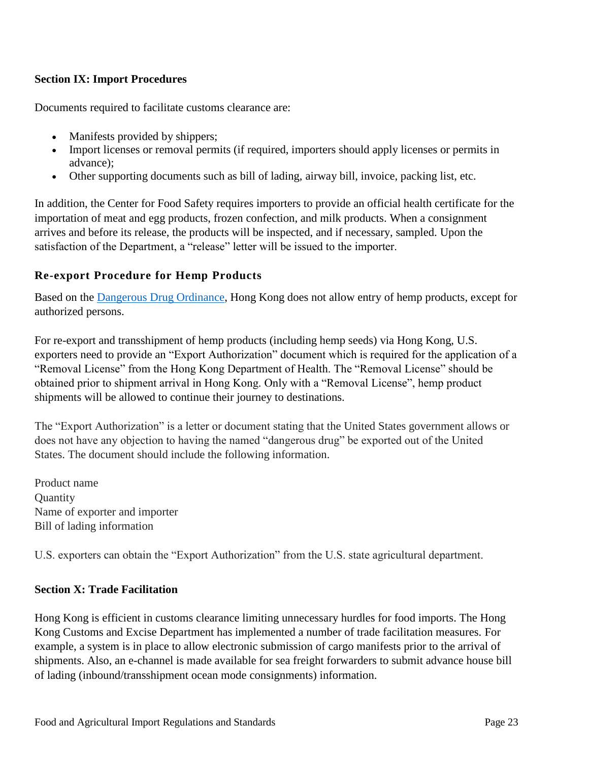## Section IX: Import Procedures

Documents required to facilitate customs clearance are:

- Manifests provided by shippers;
- Import licenses or removal permits (if required, importers should apply licenses or permits in advance);
- Other supporting documents such as bill of lading, airway bill, invoice, packing list, etc.

In addition, the Center for Food Safety requires importers to provide an official health certificate for the importation of meat and egg products, frozen confection, and milk products. When a consignment arrives and before its release, the products will be inspected, and if necessary, sampled. Upon the satisfaction of the Department, a "release" letter will be issued to the importer.

### Re-export Procedure for Hemp Products

Based on the [Dangerous Drug Ordinance](), Hong Kong does not allow entry of hemp products, except for authorized persons.

For re-export and transshipment of hemp products (including hemp seeds) via Hong Kong, U.S. exporters need to provide an "Export Authorization" document which is required for the application of a "Removal License" from the Hong Kong Department of Health. The "Removal License" should be obtained prior to shipment arrival in Hong Kong. Only with a "Removal License", hemp product shipments will be allowed to continue their journey to destinations.

The "Export Authorization" is a letter or document stating that the United States government allows or does not have any objection to having the named "dangerous drug" be exported out of the United States. The document should include the following information.

Product name
Quantity
Name of exporter and importer
Bill of lading information

U.S. exporters can obtain the "Export Authorization" from the U.S. state agricultural department.

## Section X: Trade Facilitation

Hong Kong is efficient in customs clearance limiting unnecessary hurdles for food imports. The Hong Kong Customs and Excise Department has implemented a number of trade facilitation measures. For example, a system is in place to allow electronic submission of cargo manifests prior to the arrival of shipments. Also, an e-channel is made available for sea freight forwarders to submit advance house bill of lading (inbound/transshipment ocean mode consignments) information.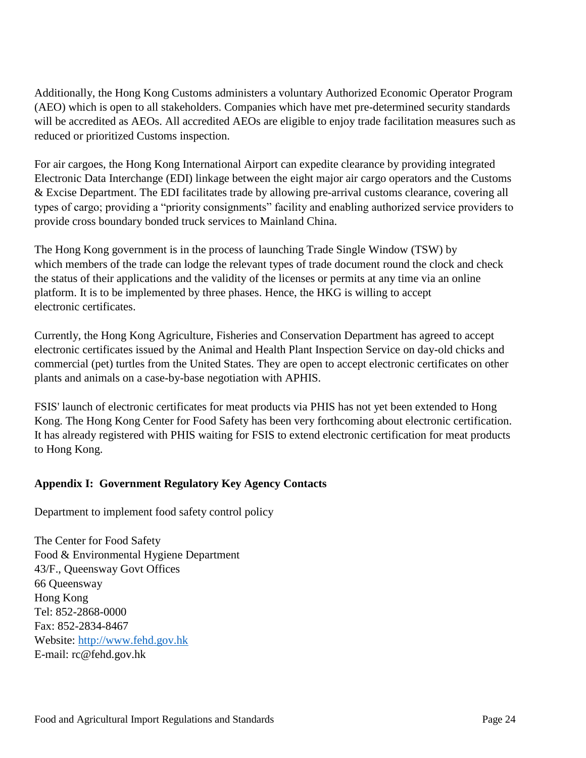Additionally, the Hong Kong Customs administers a voluntary Authorized Economic Operator Program (AEO) which is open to all stakeholders. Companies which have met pre-determined security standards will be accredited as AEOs. All accredited AEOs are eligible to enjoy trade facilitation measures such as reduced or prioritized Customs inspection.

For air cargoes, the Hong Kong International Airport can expedite clearance by providing integrated Electronic Data Interchange (EDI) linkage between the eight major air cargo operators and the Customs & Excise Department. The EDI facilitates trade by allowing pre-arrival customs clearance, covering all types of cargo; providing a "priority consignments" facility and enabling authorized service providers to provide cross boundary bonded truck services to Mainland China.

The Hong Kong government is in the process of launching Trade Single Window (TSW) by which members of the trade can lodge the relevant types of trade document round the clock and check the status of their applications and the validity of the licenses or permits at any time via an online platform. It is to be implemented by three phases. Hence, the HKG is willing to accept electronic certificates.

Currently, the Hong Kong Agriculture, Fisheries and Conservation Department has agreed to accept electronic certificates issued by the Animal and Health Plant Inspection Service on day-old chicks and commercial (pet) turtles from the United States. They are open to accept electronic certificates on other plants and animals on a case-by-base negotiation with APHIS.

FSIS' launch of electronic certificates for meat products via PHIS has not yet been extended to Hong Kong. The Hong Kong Center for Food Safety has been very forthcoming about electronic certification. It has already registered with PHIS waiting for FSIS to extend electronic certification for meat products to Hong Kong.

## Appendix I: Government Regulatory Key Agency Contacts

Department to implement food safety control policy

The Center for Food Safety
Food & Environmental Hygiene Department
43/F., Queensway Govt Offices
66 Queensway
Hong Kong
Tel: 852-2868-0000
Fax: 852-2834-8467
Website: [http://www.fehd.gov.hk](http://www.fehd.gov.hk)
E-mail: rc@fehd.gov.hk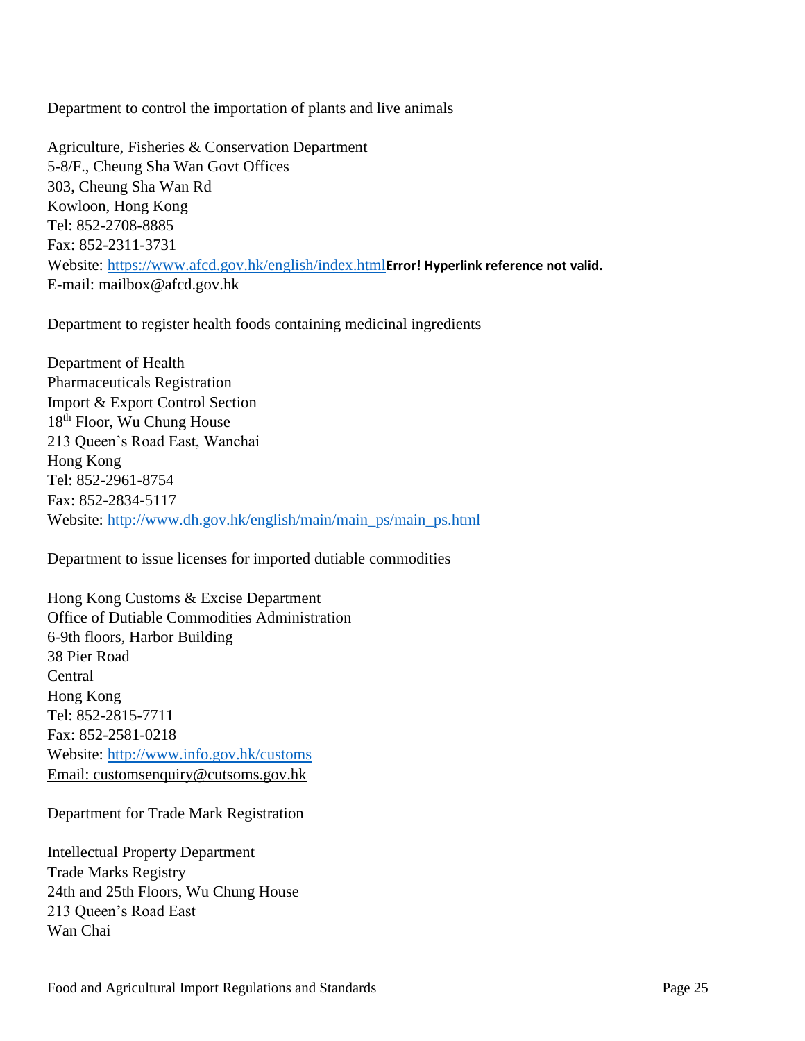Department to control the importation of plants and live animals

Agriculture, Fisheries & Conservation Department
5-8/F., Cheung Sha Wan Govt Offices
303, Cheung Sha Wan Rd
Kowloon, Hong Kong
Tel: 852-2708-8885
Fax: 852-2311-3731
Website: https://www.afcd.gov.hk/english/index.html**Error! Hyperlink reference not valid.**
E-mail: mailbox@afcd.gov.hk

Department to register health foods containing medicinal ingredients

Department of Health
Pharmaceuticals Registration
Import & Export Control Section
18th Floor, Wu Chung House
213 Queen's Road East, Wanchai
Hong Kong
Tel: 852-2961-8754
Fax: 852-2834-5117
Website: http://www.dh.gov.hk/english/main/main_ps/main_ps.html

Department to issue licenses for imported dutiable commodities

Hong Kong Customs & Excise Department
Office of Dutiable Commodities Administration
6-9th floors, Harbor Building
38 Pier Road
Central
Hong Kong
Tel: 852-2815-7711
Fax: 852-2581-0218
Website: http://www.info.gov.hk/customs
Email: customsenquiry@cutsoms.gov.hk

Department for Trade Mark Registration

Intellectual Property Department
Trade Marks Registry
24th and 25th Floors, Wu Chung House
213 Queen's Road East
Wan Chai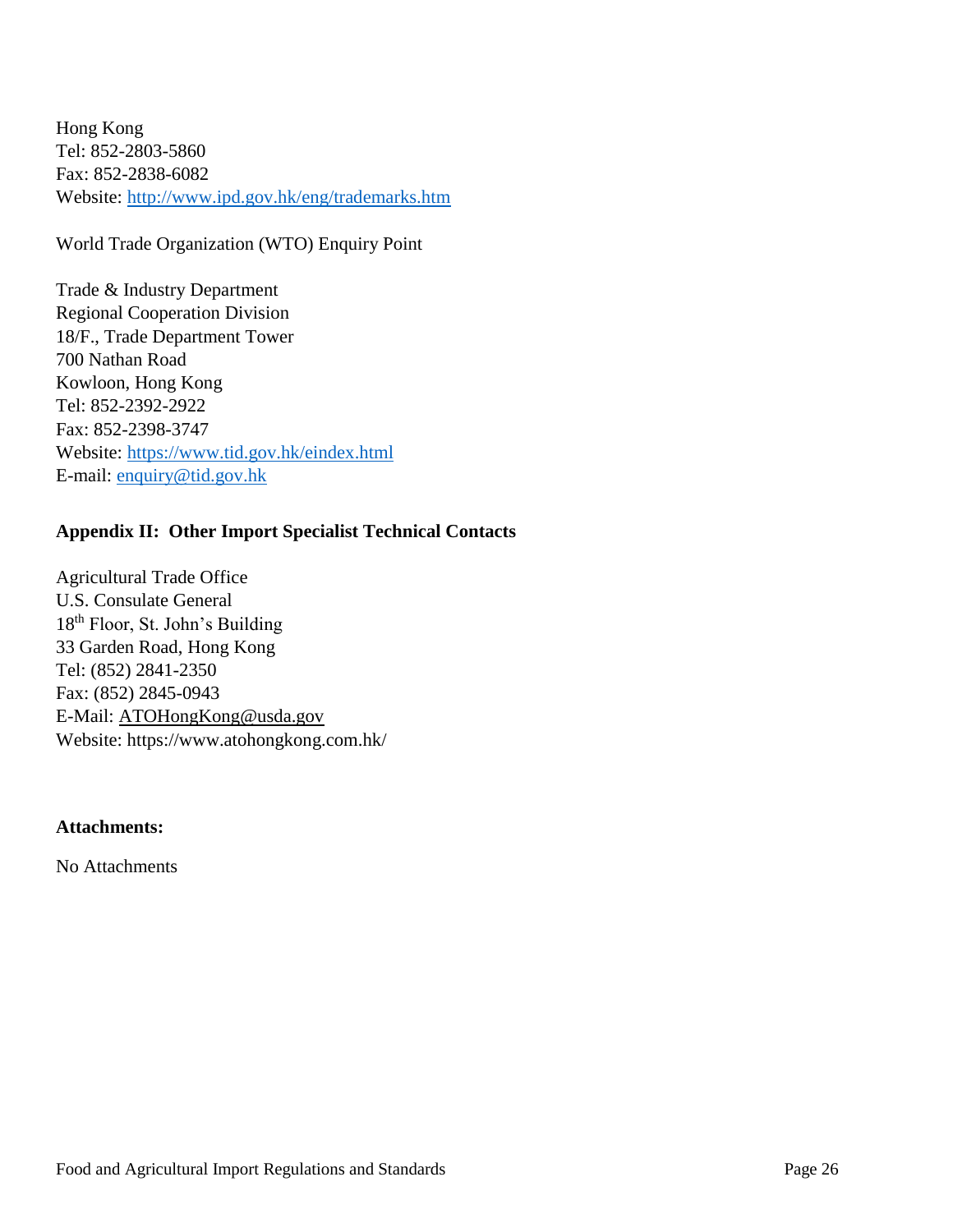Hong Kong
Tel: 852-2803-5860
Fax: 852-2838-6082
Website: http://www.ipd.gov.hk/eng/trademarks.htm

World Trade Organization (WTO) Enquiry Point

Trade & Industry Department
Regional Cooperation Division
18/F., Trade Department Tower
700 Nathan Road
Kowloon, Hong Kong
Tel: 852-2392-2922
Fax: 852-2398-3747
Website: https://www.tid.gov.hk/eindex.html
E-mail: enquiry@tid.gov.hk

**Appendix II: Other Import Specialist Technical Contacts**

Agricultural Trade Office
U.S. Consulate General
18th Floor, St. John's Building
33 Garden Road, Hong Kong
Tel: (852) 2841-2350
Fax: (852) 2845-0943
E-Mail: ATOHongKong@usda.gov
Website: https://www.atohongkong.com.hk/

**Attachments:**

No Attachments